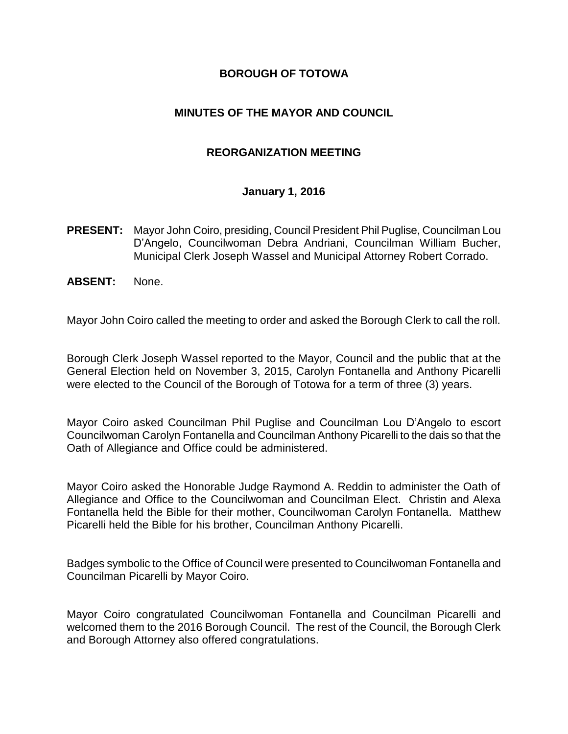# BOROUGH OF TOTOWA

## MINUTES OF THE MAYOR AND COUNCIL

## REORGANIZATION MEETING

**January 1, 2016**

**PRESENT:** Mayor John Coiro, presiding, Council President Phil Puglise, Councilman Lou D'Angelo, Councilwoman Debra Andriani, Councilman William Bucher, Municipal Clerk Joseph Wassel and Municipal Attorney Robert Corrado.

**ABSENT:** None.

Mayor John Coiro called the meeting to order and asked the Borough Clerk to call the roll.

Borough Clerk Joseph Wassel reported to the Mayor, Council and the public that at the General Election held on November 3, 2015, Carolyn Fontanella and Anthony Picarelli were elected to the Council of the Borough of Totowa for a term of three (3) years.

Mayor Coiro asked Councilman Phil Puglise and Councilman Lou D'Angelo to escort Councilwoman Carolyn Fontanella and Councilman Anthony Picarelli to the dais so that the Oath of Allegiance and Office could be administered.

Mayor Coiro asked the Honorable Judge Raymond A. Reddin to administer the Oath of Allegiance and Office to the Councilwoman and Councilman Elect. Christin and Alexa Fontanella held the Bible for their mother, Councilwoman Carolyn Fontanella. Matthew Picarelli held the Bible for his brother, Councilman Anthony Picarelli.

Badges symbolic to the Office of Council were presented to Councilwoman Fontanella and Councilman Picarelli by Mayor Coiro.

Mayor Coiro congratulated Councilwoman Fontanella and Councilman Picarelli and welcomed them to the 2016 Borough Council. The rest of the Council, the Borough Clerk and Borough Attorney also offered congratulations.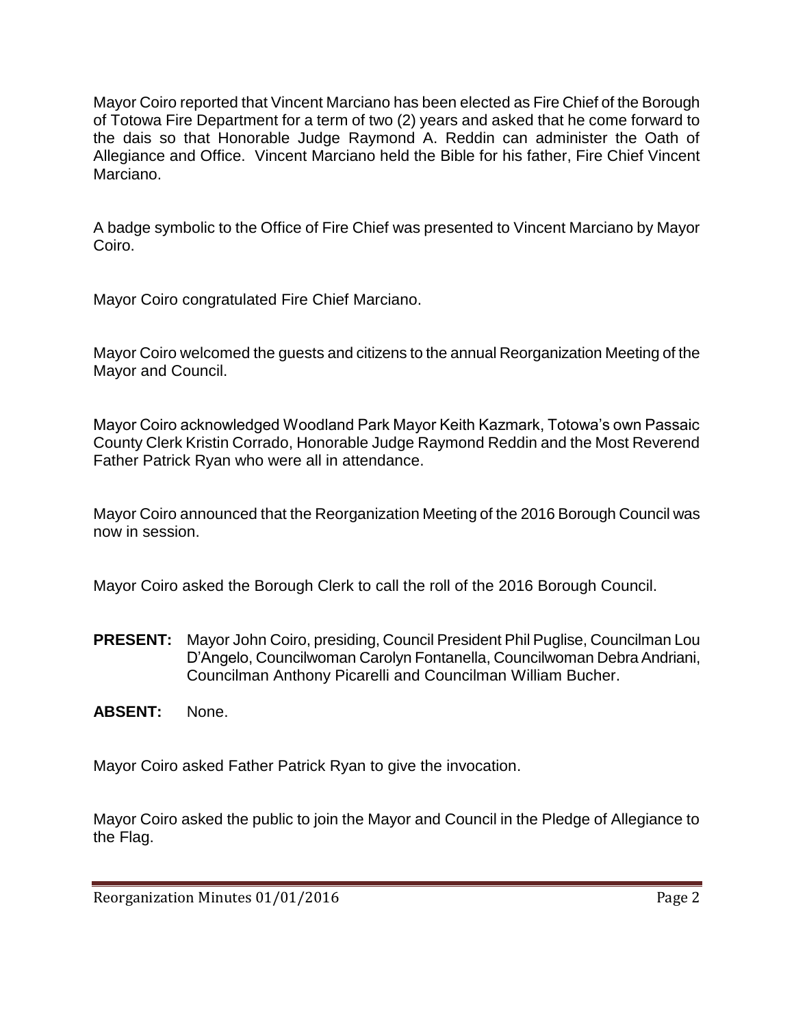Mayor Coiro reported that Vincent Marciano has been elected as Fire Chief of the Borough of Totowa Fire Department for a term of two (2) years and asked that he come forward to the dais so that Honorable Judge Raymond A. Reddin can administer the Oath of Allegiance and Office. Vincent Marciano held the Bible for his father, Fire Chief Vincent Marciano.

A badge symbolic to the Office of Fire Chief was presented to Vincent Marciano by Mayor Coiro.

Mayor Coiro congratulated Fire Chief Marciano.

Mayor Coiro welcomed the guests and citizens to the annual Reorganization Meeting of the Mayor and Council.

Mayor Coiro acknowledged Woodland Park Mayor Keith Kazmark, Totowa's own Passaic County Clerk Kristin Corrado, Honorable Judge Raymond Reddin and the Most Reverend Father Patrick Ryan who were all in attendance.

Mayor Coiro announced that the Reorganization Meeting of the 2016 Borough Council was now in session.

Mayor Coiro asked the Borough Clerk to call the roll of the 2016 Borough Council.

**PRESENT:** Mayor John Coiro, presiding, Council President Phil Puglise, Councilman Lou D'Angelo, Councilwoman Carolyn Fontanella, Councilwoman Debra Andriani, Councilman Anthony Picarelli and Councilman William Bucher.

**ABSENT:** None.

Mayor Coiro asked Father Patrick Ryan to give the invocation.

Mayor Coiro asked the public to join the Mayor and Council in the Pledge of Allegiance to the Flag.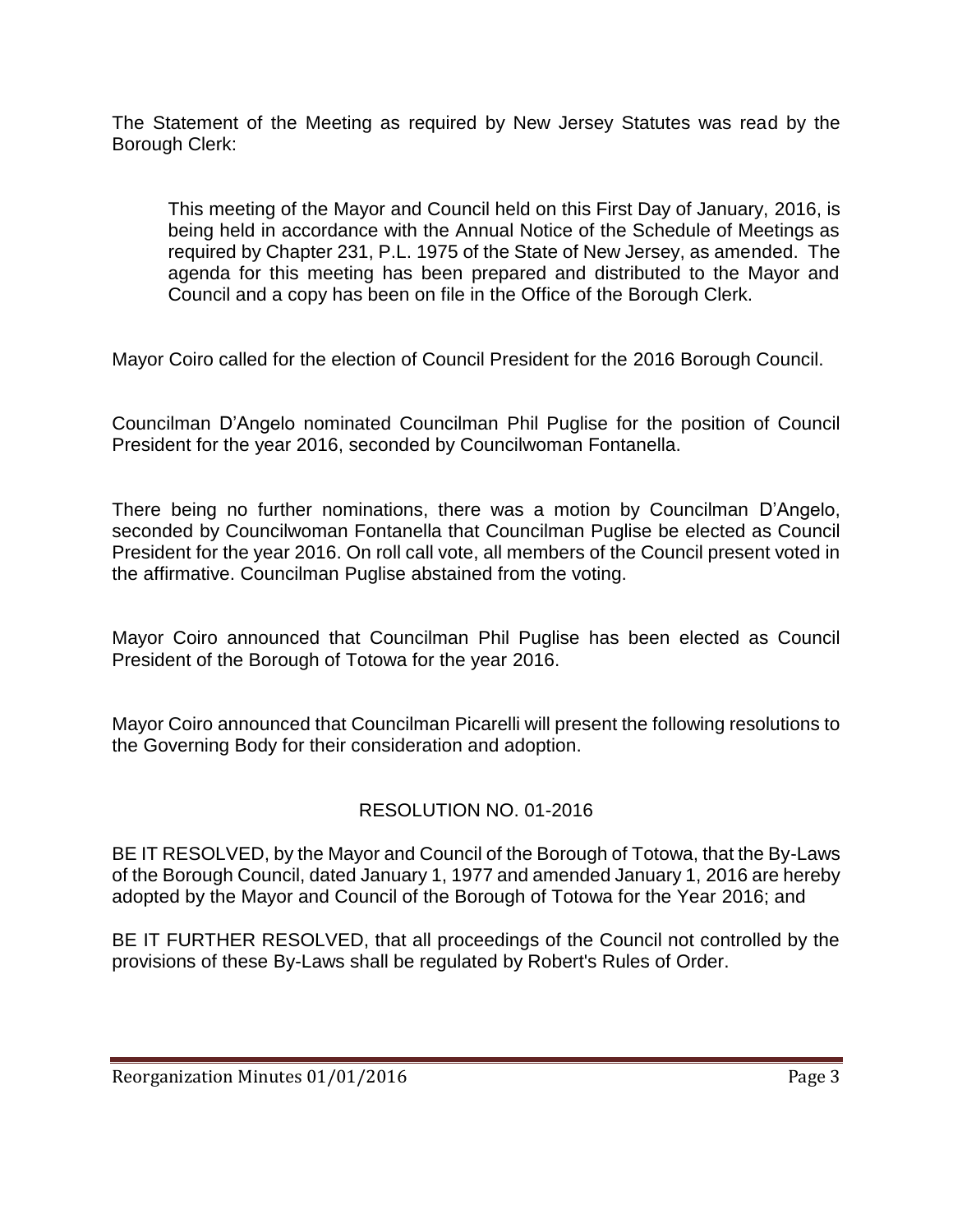The Statement of the Meeting as required by New Jersey Statutes was read by the Borough Clerk:

> This meeting of the Mayor and Council held on this First Day of January, 2016, is being held in accordance with the Annual Notice of the Schedule of Meetings as required by Chapter 231, P.L. 1975 of the State of New Jersey, as amended. The agenda for this meeting has been prepared and distributed to the Mayor and Council and a copy has been on file in the Office of the Borough Clerk.

Mayor Coiro called for the election of Council President for the 2016 Borough Council.

Councilman D'Angelo nominated Councilman Phil Puglise for the position of Council President for the year 2016, seconded by Councilwoman Fontanella.

There being no further nominations, there was a motion by Councilman D'Angelo, seconded by Councilwoman Fontanella that Councilman Puglise be elected as Council President for the year 2016. On roll call vote, all members of the Council present voted in the affirmative. Councilman Puglise abstained from the voting.

Mayor Coiro announced that Councilman Phil Puglise has been elected as Council President of the Borough of Totowa for the year 2016.

Mayor Coiro announced that Councilman Picarelli will present the following resolutions to the Governing Body for their consideration and adoption.

## RESOLUTION NO. 01-2016

BE IT RESOLVED, by the Mayor and Council of the Borough of Totowa, that the By-Laws of the Borough Council, dated January 1, 1977 and amended January 1, 2016 are hereby adopted by the Mayor and Council of the Borough of Totowa for the Year 2016; and

BE IT FURTHER RESOLVED, that all proceedings of the Council not controlled by the provisions of these By-Laws shall be regulated by Robert's Rules of Order.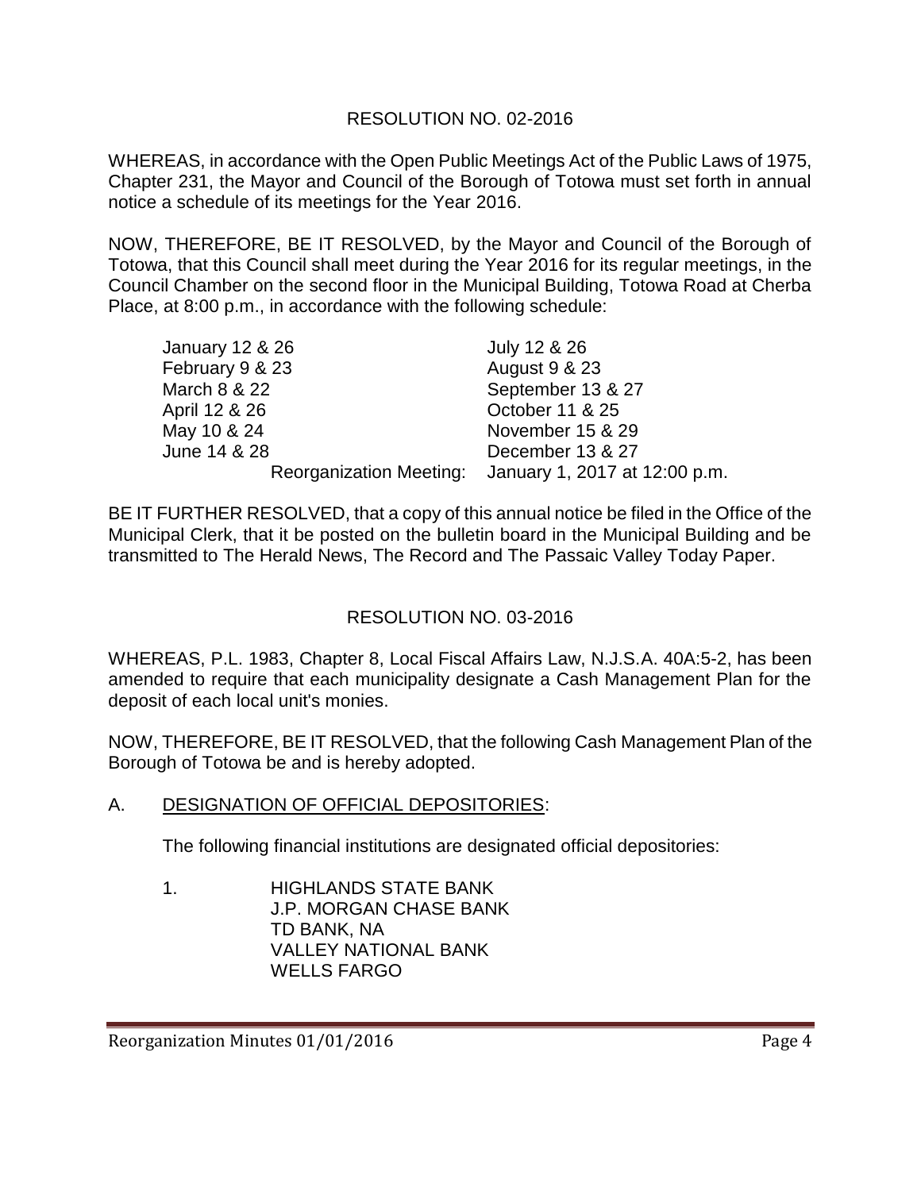## RESOLUTION NO. 02-2016

WHEREAS, in accordance with the Open Public Meetings Act of the Public Laws of 1975, Chapter 231, the Mayor and Council of the Borough of Totowa must set forth in annual notice a schedule of its meetings for the Year 2016.

NOW, THEREFORE, BE IT RESOLVED, by the Mayor and Council of the Borough of Totowa, that this Council shall meet during the Year 2016 for its regular meetings, in the Council Chamber on the second floor in the Municipal Building, Totowa Road at Cherba Place, at 8:00 p.m., in accordance with the following schedule:

| | |
|---|---|
| January 12 & 26 | July 12 & 26 |
| February 9 & 23 | August 9 & 23 |
| March 8 & 22 | September 13 & 27 |
| April 12 & 26 | October 11 & 25 |
| May 10 & 24 | November 15 & 29 |
| June 14 & 28 | December 13 & 27 |
| Reorganization Meeting: | January 1, 2017 at 12:00 p.m. |

BE IT FURTHER RESOLVED, that a copy of this annual notice be filed in the Office of the Municipal Clerk, that it be posted on the bulletin board in the Municipal Building and be transmitted to The Herald News, The Record and The Passaic Valley Today Paper.

## RESOLUTION NO. 03-2016

WHEREAS, P.L. 1983, Chapter 8, Local Fiscal Affairs Law, N.J.S.A. 40A:5-2, has been amended to require that each municipality designate a Cash Management Plan for the deposit of each local unit's monies.

NOW, THEREFORE, BE IT RESOLVED, that the following Cash Management Plan of the Borough of Totowa be and is hereby adopted.

A. DESIGNATION OF OFFICIAL DEPOSITORIES:

The following financial institutions are designated official depositories:

1. HIGHLANDS STATE BANK
   J.P. MORGAN CHASE BANK
   TD BANK, NA
   VALLEY NATIONAL BANK
   WELLS FARGO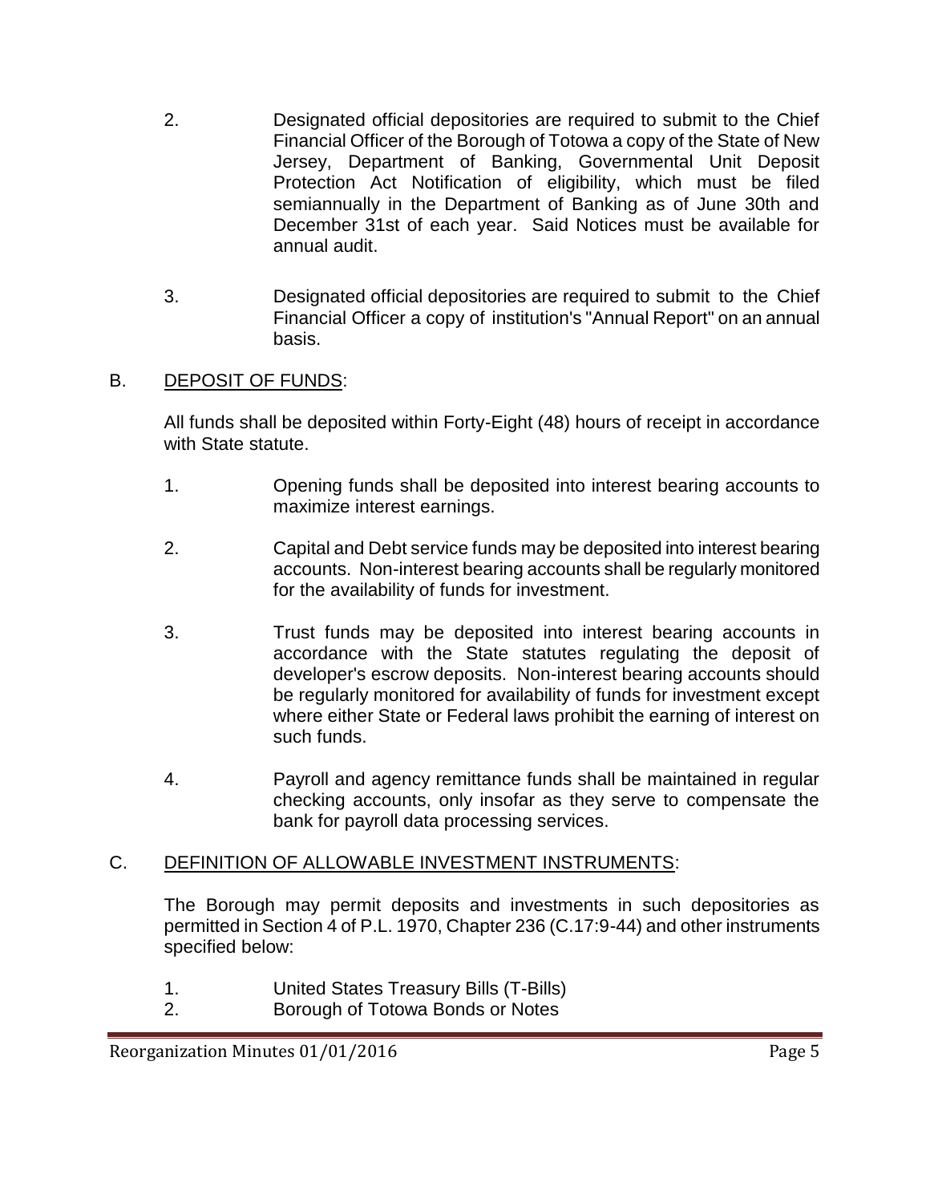2. Designated official depositories are required to submit to the Chief Financial Officer of the Borough of Totowa a copy of the State of New Jersey, Department of Banking, Governmental Unit Deposit Protection Act Notification of eligibility, which must be filed semiannually in the Department of Banking as of June 30th and December 31st of each year. Said Notices must be available for annual audit.

3. Designated official depositories are required to submit to the Chief Financial Officer a copy of institution's "Annual Report" on an annual basis.

B. <u>DEPOSIT OF FUNDS</u>:

All funds shall be deposited within Forty-Eight (48) hours of receipt in accordance with State statute.

1. Opening funds shall be deposited into interest bearing accounts to maximize interest earnings.

2. Capital and Debt service funds may be deposited into interest bearing accounts. Non-interest bearing accounts shall be regularly monitored for the availability of funds for investment.

3. Trust funds may be deposited into interest bearing accounts in accordance with the State statutes regulating the deposit of developer's escrow deposits. Non-interest bearing accounts should be regularly monitored for availability of funds for investment except where either State or Federal laws prohibit the earning of interest on such funds.

4. Payroll and agency remittance funds shall be maintained in regular checking accounts, only insofar as they serve to compensate the bank for payroll data processing services.

C. <u>DEFINITION OF ALLOWABLE INVESTMENT INSTRUMENTS</u>:

The Borough may permit deposits and investments in such depositories as permitted in Section 4 of P.L. 1970, Chapter 236 (C.17:9-44) and other instruments specified below:

1. United States Treasury Bills (T-Bills)
2. Borough of Totowa Bonds or Notes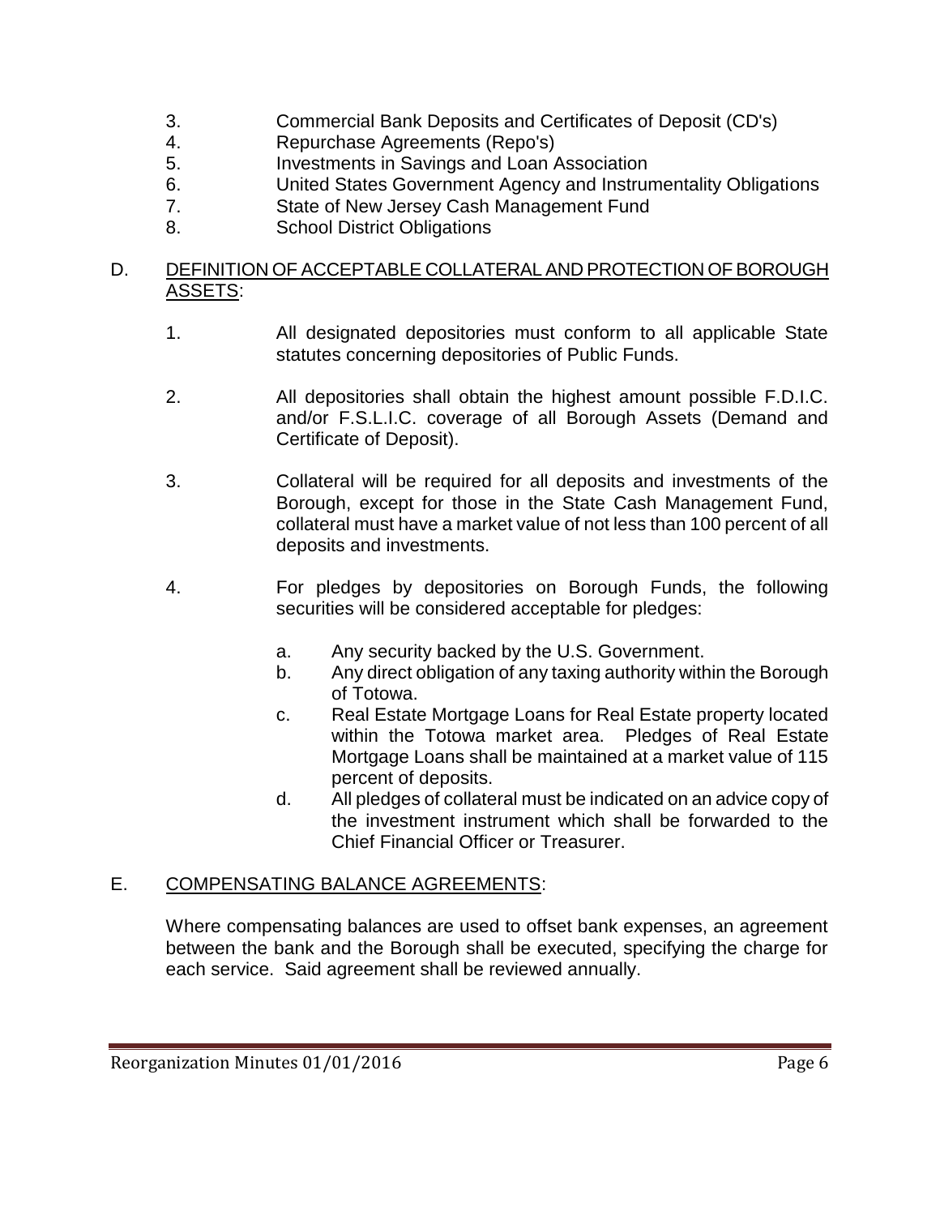3. Commercial Bank Deposits and Certificates of Deposit (CD's)
4. Repurchase Agreements (Repo's)
5. Investments in Savings and Loan Association
6. United States Government Agency and Instrumentality Obligations
7. State of New Jersey Cash Management Fund
8. School District Obligations

D. <u>DEFINITION OF ACCEPTABLE COLLATERAL AND PROTECTION OF BOROUGH ASSETS</u>:

1. All designated depositories must conform to all applicable State statutes concerning depositories of Public Funds.

2. All depositories shall obtain the highest amount possible F.D.I.C. and/or F.S.L.I.C. coverage of all Borough Assets (Demand and Certificate of Deposit).

3. Collateral will be required for all deposits and investments of the Borough, except for those in the State Cash Management Fund, collateral must have a market value of not less than 100 percent of all deposits and investments.

4. For pledges by depositories on Borough Funds, the following securities will be considered acceptable for pledges:

   a. Any security backed by the U.S. Government.
   b. Any direct obligation of any taxing authority within the Borough of Totowa.
   c. Real Estate Mortgage Loans for Real Estate property located within the Totowa market area. Pledges of Real Estate Mortgage Loans shall be maintained at a market value of 115 percent of deposits.
   d. All pledges of collateral must be indicated on an advice copy of the investment instrument which shall be forwarded to the Chief Financial Officer or Treasurer.

E. <u>COMPENSATING BALANCE AGREEMENTS</u>:

Where compensating balances are used to offset bank expenses, an agreement between the bank and the Borough shall be executed, specifying the charge for each service. Said agreement shall be reviewed annually.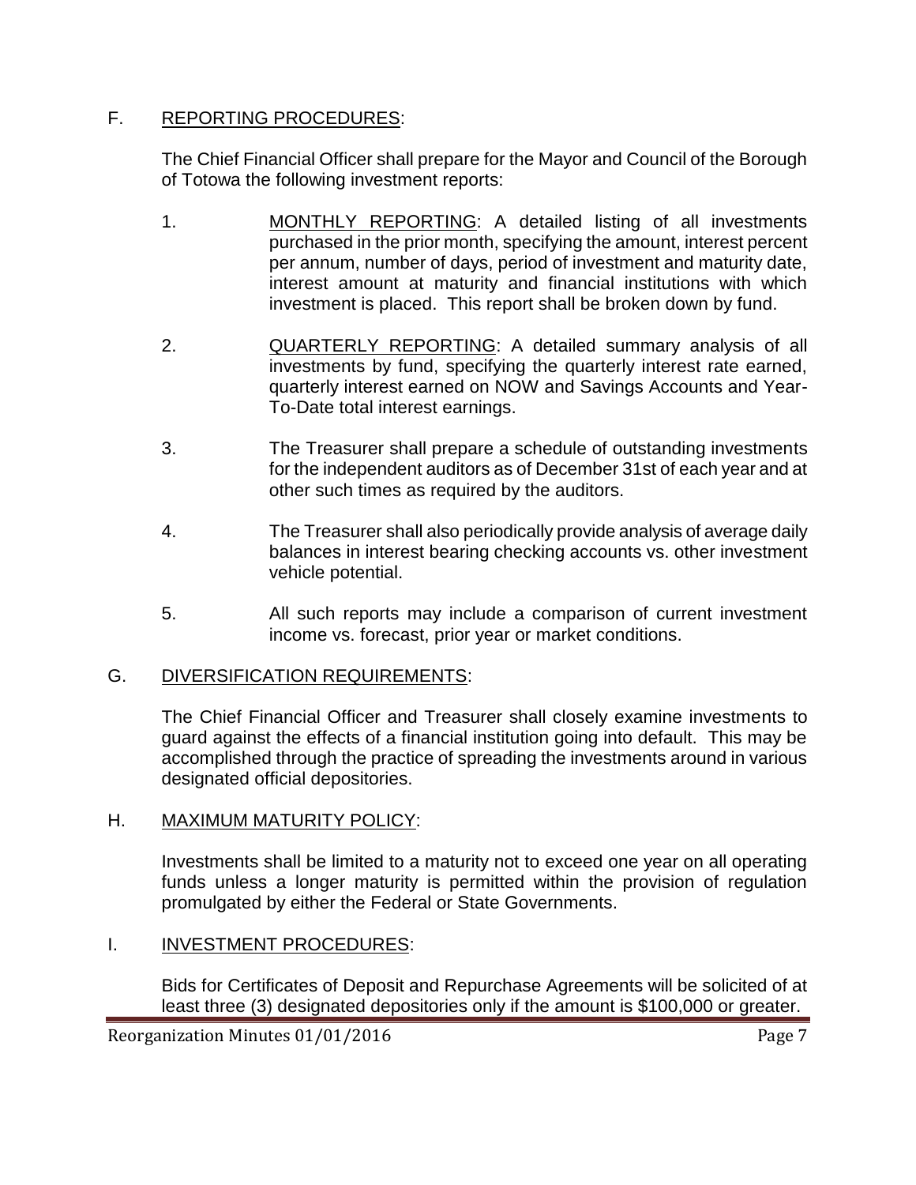F. <u>REPORTING PROCEDURES</u>:

The Chief Financial Officer shall prepare for the Mayor and Council of the Borough of Totowa the following investment reports:

1. <u>MONTHLY REPORTING</u>: A detailed listing of all investments purchased in the prior month, specifying the amount, interest percent per annum, number of days, period of investment and maturity date, interest amount at maturity and financial institutions with which investment is placed. This report shall be broken down by fund.

2. <u>QUARTERLY REPORTING</u>: A detailed summary analysis of all investments by fund, specifying the quarterly interest rate earned, quarterly interest earned on NOW and Savings Accounts and Year-To-Date total interest earnings.

3. The Treasurer shall prepare a schedule of outstanding investments for the independent auditors as of December 31st of each year and at other such times as required by the auditors.

4. The Treasurer shall also periodically provide analysis of average daily balances in interest bearing checking accounts vs. other investment vehicle potential.

5. All such reports may include a comparison of current investment income vs. forecast, prior year or market conditions.

G. <u>DIVERSIFICATION REQUIREMENTS</u>:

The Chief Financial Officer and Treasurer shall closely examine investments to guard against the effects of a financial institution going into default. This may be accomplished through the practice of spreading the investments around in various designated official depositories.

H. <u>MAXIMUM MATURITY POLICY</u>:

Investments shall be limited to a maturity not to exceed one year on all operating funds unless a longer maturity is permitted within the provision of regulation promulgated by either the Federal or State Governments.

I. <u>INVESTMENT PROCEDURES</u>:

Bids for Certificates of Deposit and Repurchase Agreements will be solicited of at least three (3) designated depositories only if the amount is $100,000 or greater.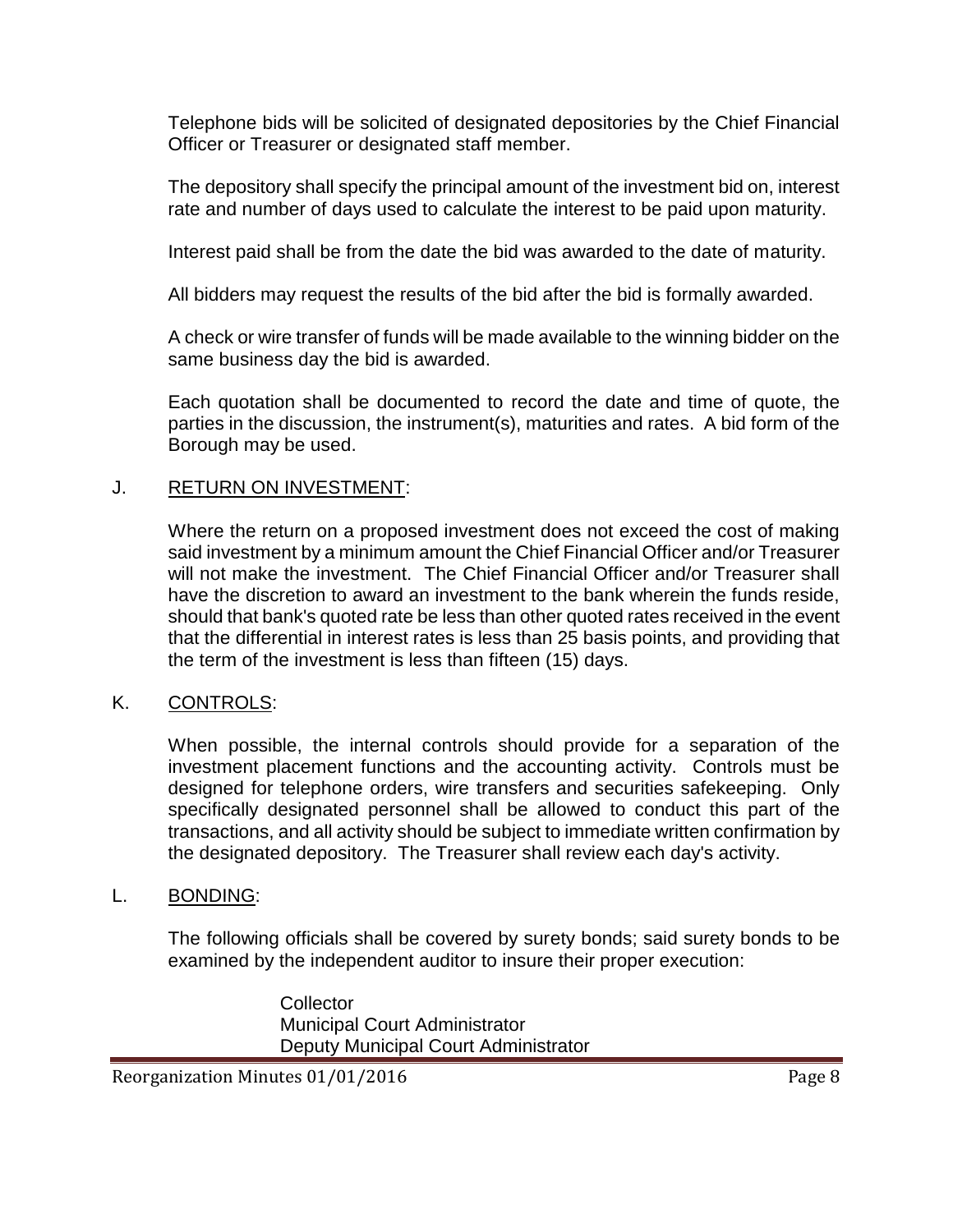Telephone bids will be solicited of designated depositories by the Chief Financial Officer or Treasurer or designated staff member.

The depository shall specify the principal amount of the investment bid on, interest rate and number of days used to calculate the interest to be paid upon maturity.

Interest paid shall be from the date the bid was awarded to the date of maturity.

All bidders may request the results of the bid after the bid is formally awarded.

A check or wire transfer of funds will be made available to the winning bidder on the same business day the bid is awarded.

Each quotation shall be documented to record the date and time of quote, the parties in the discussion, the instrument(s), maturities and rates. A bid form of the Borough may be used.

J. RETURN ON INVESTMENT:

Where the return on a proposed investment does not exceed the cost of making said investment by a minimum amount the Chief Financial Officer and/or Treasurer will not make the investment. The Chief Financial Officer and/or Treasurer shall have the discretion to award an investment to the bank wherein the funds reside, should that bank's quoted rate be less than other quoted rates received in the event that the differential in interest rates is less than 25 basis points, and providing that the term of the investment is less than fifteen (15) days.

K. CONTROLS:

When possible, the internal controls should provide for a separation of the investment placement functions and the accounting activity. Controls must be designed for telephone orders, wire transfers and securities safekeeping. Only specifically designated personnel shall be allowed to conduct this part of the transactions, and all activity should be subject to immediate written confirmation by the designated depository. The Treasurer shall review each day's activity.

L. BONDING:

The following officials shall be covered by surety bonds; said surety bonds to be examined by the independent auditor to insure their proper execution:

Collector
Municipal Court Administrator
Deputy Municipal Court Administrator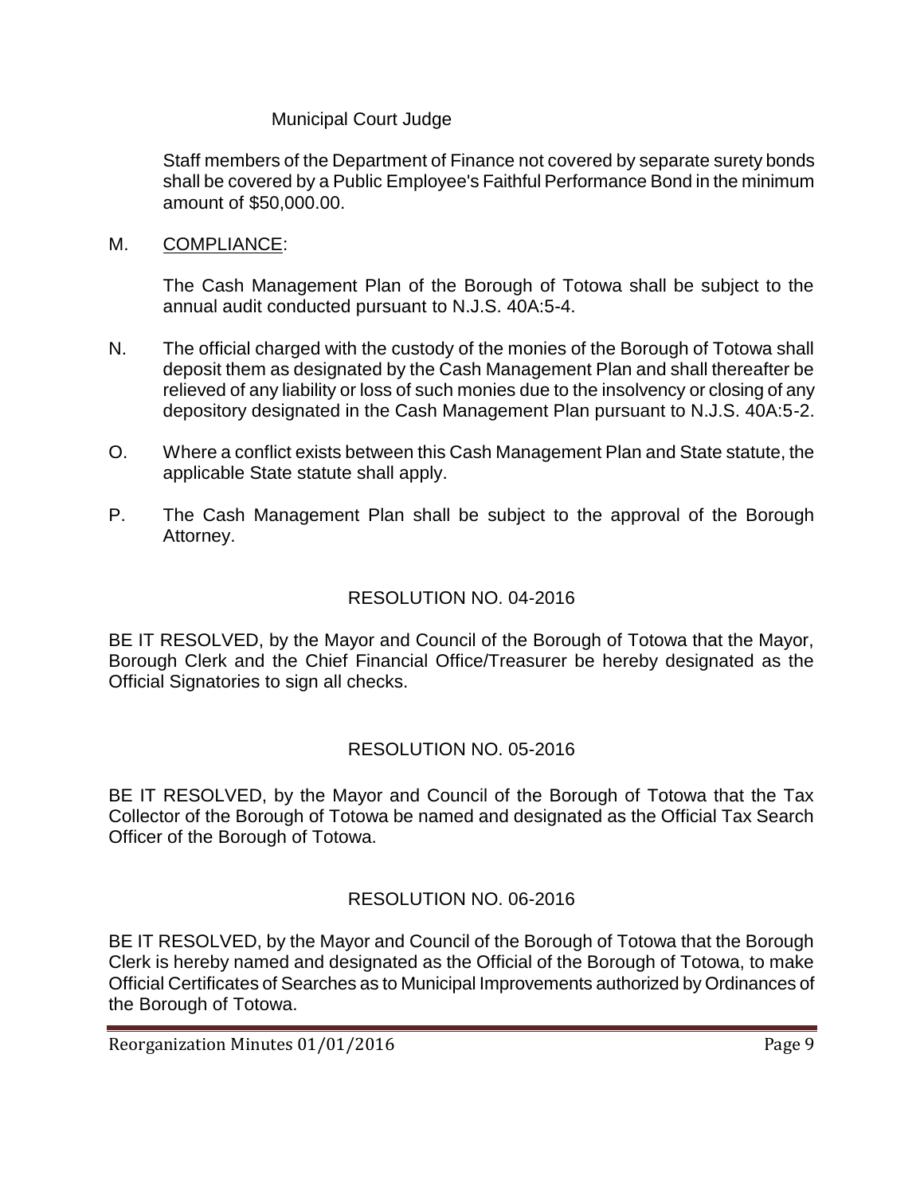Municipal Court Judge

Staff members of the Department of Finance not covered by separate surety bonds shall be covered by a Public Employee's Faithful Performance Bond in the minimum amount of $50,000.00.

M. <u>COMPLIANCE</u>:

The Cash Management Plan of the Borough of Totowa shall be subject to the annual audit conducted pursuant to N.J.S. 40A:5-4.

N. The official charged with the custody of the monies of the Borough of Totowa shall deposit them as designated by the Cash Management Plan and shall thereafter be relieved of any liability or loss of such monies due to the insolvency or closing of any depository designated in the Cash Management Plan pursuant to N.J.S. 40A:5-2.

O. Where a conflict exists between this Cash Management Plan and State statute, the applicable State statute shall apply.

P. The Cash Management Plan shall be subject to the approval of the Borough Attorney.

RESOLUTION NO. 04-2016

BE IT RESOLVED, by the Mayor and Council of the Borough of Totowa that the Mayor, Borough Clerk and the Chief Financial Office/Treasurer be hereby designated as the Official Signatories to sign all checks.

RESOLUTION NO. 05-2016

BE IT RESOLVED, by the Mayor and Council of the Borough of Totowa that the Tax Collector of the Borough of Totowa be named and designated as the Official Tax Search Officer of the Borough of Totowa.

RESOLUTION NO. 06-2016

BE IT RESOLVED, by the Mayor and Council of the Borough of Totowa that the Borough Clerk is hereby named and designated as the Official of the Borough of Totowa, to make Official Certificates of Searches as to Municipal Improvements authorized by Ordinances of the Borough of Totowa.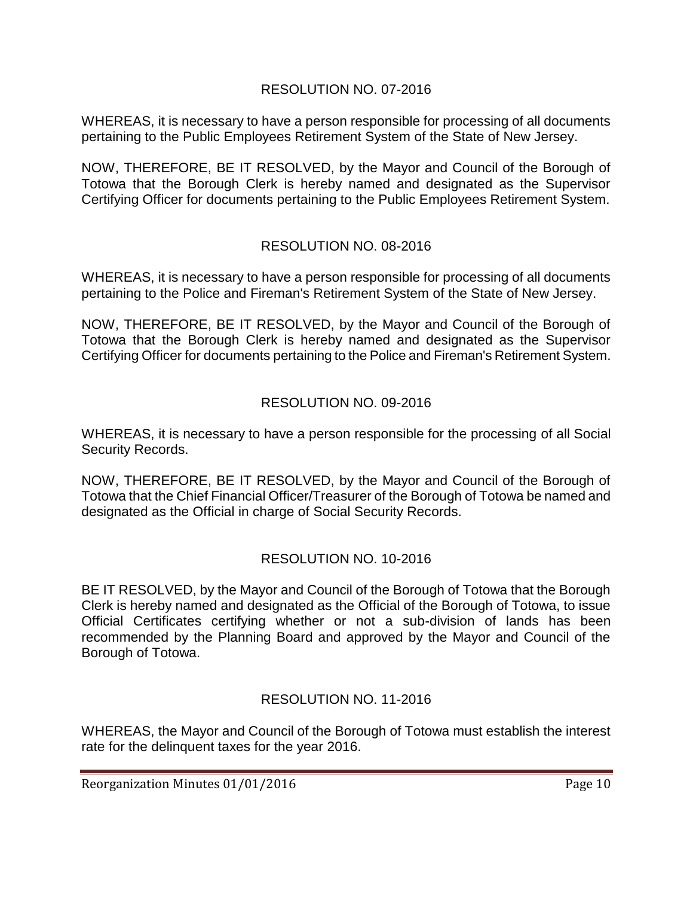### RESOLUTION NO. 07-2016

WHEREAS, it is necessary to have a person responsible for processing of all documents pertaining to the Public Employees Retirement System of the State of New Jersey.

NOW, THEREFORE, BE IT RESOLVED, by the Mayor and Council of the Borough of Totowa that the Borough Clerk is hereby named and designated as the Supervisor Certifying Officer for documents pertaining to the Public Employees Retirement System.

### RESOLUTION NO. 08-2016

WHEREAS, it is necessary to have a person responsible for processing of all documents pertaining to the Police and Fireman's Retirement System of the State of New Jersey.

NOW, THEREFORE, BE IT RESOLVED, by the Mayor and Council of the Borough of Totowa that the Borough Clerk is hereby named and designated as the Supervisor Certifying Officer for documents pertaining to the Police and Fireman's Retirement System.

### RESOLUTION NO. 09-2016

WHEREAS, it is necessary to have a person responsible for the processing of all Social Security Records.

NOW, THEREFORE, BE IT RESOLVED, by the Mayor and Council of the Borough of Totowa that the Chief Financial Officer/Treasurer of the Borough of Totowa be named and designated as the Official in charge of Social Security Records.

### RESOLUTION NO. 10-2016

BE IT RESOLVED, by the Mayor and Council of the Borough of Totowa that the Borough Clerk is hereby named and designated as the Official of the Borough of Totowa, to issue Official Certificates certifying whether or not a sub-division of lands has been recommended by the Planning Board and approved by the Mayor and Council of the Borough of Totowa.

### RESOLUTION NO. 11-2016

WHEREAS, the Mayor and Council of the Borough of Totowa must establish the interest rate for the delinquent taxes for the year 2016.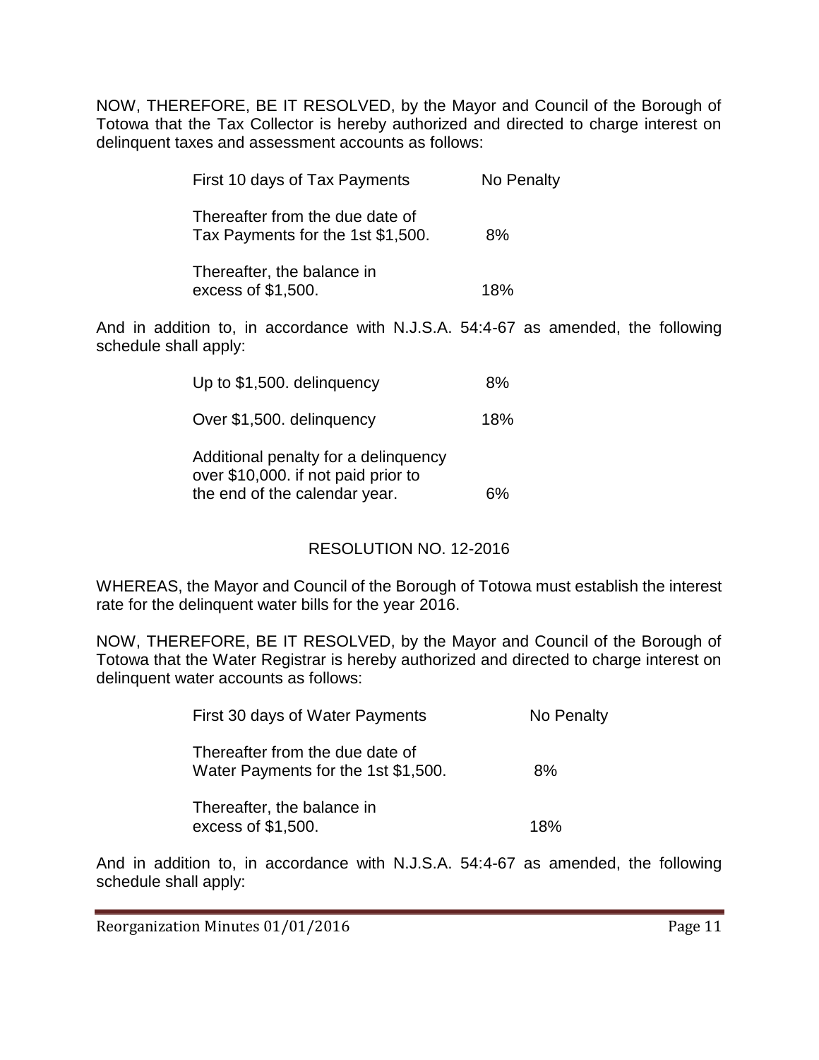NOW, THEREFORE, BE IT RESOLVED, by the Mayor and Council of the Borough of Totowa that the Tax Collector is hereby authorized and directed to charge interest on delinquent taxes and assessment accounts as follows:

| | |
|---|---|
| First 10 days of Tax Payments | No Penalty |
| Thereafter from the due date of Tax Payments for the 1st $1,500. | 8% |
| Thereafter, the balance in excess of $1,500. | 18% |

And in addition to, in accordance with N.J.S.A. 54:4-67 as amended, the following schedule shall apply:

| | |
|---|---|
| Up to $1,500. delinquency | 8% |
| Over $1,500. delinquency | 18% |
| Additional penalty for a delinquency over $10,000. if not paid prior to the end of the calendar year. | 6% |

## RESOLUTION NO. 12-2016

WHEREAS, the Mayor and Council of the Borough of Totowa must establish the interest rate for the delinquent water bills for the year 2016.

NOW, THEREFORE, BE IT RESOLVED, by the Mayor and Council of the Borough of Totowa that the Water Registrar is hereby authorized and directed to charge interest on delinquent water accounts as follows:

| | |
|---|---|
| First 30 days of Water Payments | No Penalty |
| Thereafter from the due date of Water Payments for the 1st $1,500. | 8% |
| Thereafter, the balance in excess of $1,500. | 18% |

And in addition to, in accordance with N.J.S.A. 54:4-67 as amended, the following schedule shall apply: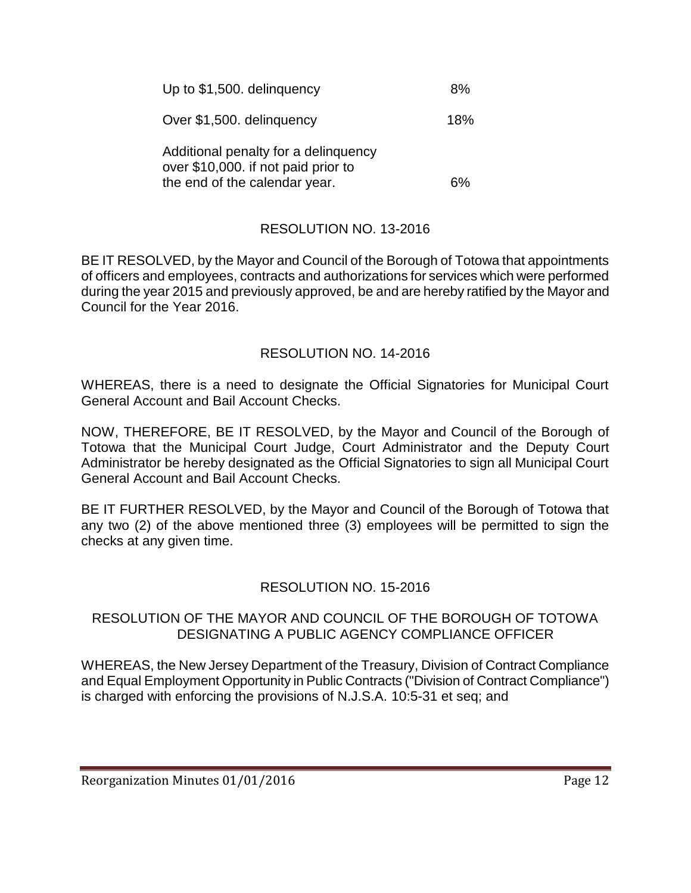| | |
|---|---|
| Up to $1,500. delinquency | 8% |
| Over $1,500. delinquency | 18% |
| Additional penalty for a delinquency over $10,000. if not paid prior to the end of the calendar year. | 6% |

## RESOLUTION NO. 13-2016

BE IT RESOLVED, by the Mayor and Council of the Borough of Totowa that appointments of officers and employees, contracts and authorizations for services which were performed during the year 2015 and previously approved, be and are hereby ratified by the Mayor and Council for the Year 2016.

## RESOLUTION NO. 14-2016

WHEREAS, there is a need to designate the Official Signatories for Municipal Court General Account and Bail Account Checks.

NOW, THEREFORE, BE IT RESOLVED, by the Mayor and Council of the Borough of Totowa that the Municipal Court Judge, Court Administrator and the Deputy Court Administrator be hereby designated as the Official Signatories to sign all Municipal Court General Account and Bail Account Checks.

BE IT FURTHER RESOLVED, by the Mayor and Council of the Borough of Totowa that any two (2) of the above mentioned three (3) employees will be permitted to sign the checks at any given time.

## RESOLUTION NO. 15-2016

### RESOLUTION OF THE MAYOR AND COUNCIL OF THE BOROUGH OF TOTOWA DESIGNATING A PUBLIC AGENCY COMPLIANCE OFFICER

WHEREAS, the New Jersey Department of the Treasury, Division of Contract Compliance and Equal Employment Opportunity in Public Contracts ("Division of Contract Compliance") is charged with enforcing the provisions of N.J.S.A. 10:5-31 et seq; and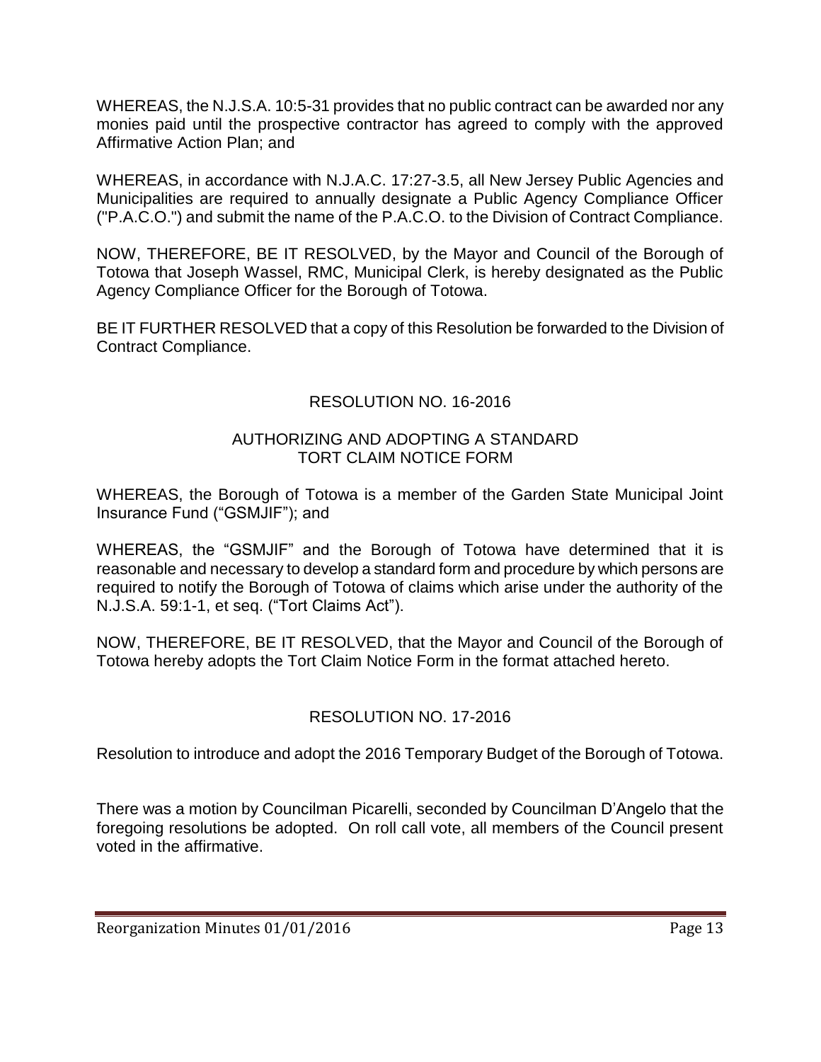WHEREAS, the N.J.S.A. 10:5-31 provides that no public contract can be awarded nor any monies paid until the prospective contractor has agreed to comply with the approved Affirmative Action Plan; and

WHEREAS, in accordance with N.J.A.C. 17:27-3.5, all New Jersey Public Agencies and Municipalities are required to annually designate a Public Agency Compliance Officer ("P.A.C.O.") and submit the name of the P.A.C.O. to the Division of Contract Compliance.

NOW, THEREFORE, BE IT RESOLVED, by the Mayor and Council of the Borough of Totowa that Joseph Wassel, RMC, Municipal Clerk, is hereby designated as the Public Agency Compliance Officer for the Borough of Totowa.

BE IT FURTHER RESOLVED that a copy of this Resolution be forwarded to the Division of Contract Compliance.

RESOLUTION NO. 16-2016

AUTHORIZING AND ADOPTING A STANDARD TORT CLAIM NOTICE FORM

WHEREAS, the Borough of Totowa is a member of the Garden State Municipal Joint Insurance Fund ("GSMJIF"); and

WHEREAS, the "GSMJIF" and the Borough of Totowa have determined that it is reasonable and necessary to develop a standard form and procedure by which persons are required to notify the Borough of Totowa of claims which arise under the authority of the N.J.S.A. 59:1-1, et seq. ("Tort Claims Act").

NOW, THEREFORE, BE IT RESOLVED, that the Mayor and Council of the Borough of Totowa hereby adopts the Tort Claim Notice Form in the format attached hereto.

RESOLUTION NO. 17-2016

Resolution to introduce and adopt the 2016 Temporary Budget of the Borough of Totowa.

There was a motion by Councilman Picarelli, seconded by Councilman D'Angelo that the foregoing resolutions be adopted. On roll call vote, all members of the Council present voted in the affirmative.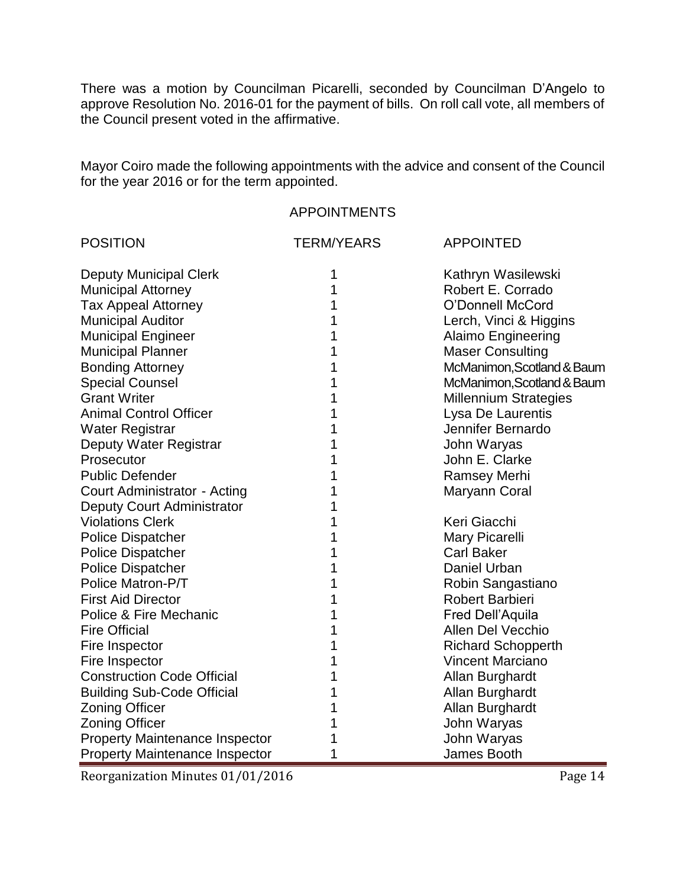There was a motion by Councilman Picarelli, seconded by Councilman D'Angelo to approve Resolution No. 2016-01 for the payment of bills. On roll call vote, all members of the Council present voted in the affirmative.

Mayor Coiro made the following appointments with the advice and consent of the Council for the year 2016 or for the term appointed.

## APPOINTMENTS

| POSITION | TERM/YEARS | APPOINTED |
|---|---|---|
| Deputy Municipal Clerk | 1 | Kathryn Wasilewski |
| Municipal Attorney | 1 | Robert E. Corrado |
| Tax Appeal Attorney | 1 | O'Donnell McCord |
| Municipal Auditor | 1 | Lerch, Vinci & Higgins |
| Municipal Engineer | 1 | Alaimo Engineering |
| Municipal Planner | 1 | Maser Consulting |
| Bonding Attorney | 1 | McManimon,Scotland & Baum |
| Special Counsel | 1 | McManimon,Scotland & Baum |
| Grant Writer | 1 | Millennium Strategies |
| Animal Control Officer | 1 | Lysa De Laurentis |
| Water Registrar | 1 | Jennifer Bernardo |
| Deputy Water Registrar | 1 | John Waryas |
| Prosecutor | 1 | John E. Clarke |
| Public Defender | 1 | Ramsey Merhi |
| Court Administrator - Acting | 1 | Maryann Coral |
| Deputy Court Administrator | 1 | |
| Violations Clerk | 1 | Keri Giacchi |
| Police Dispatcher | 1 | Mary Picarelli |
| Police Dispatcher | 1 | Carl Baker |
| Police Dispatcher | 1 | Daniel Urban |
| Police Matron-P/T | 1 | Robin Sangastiano |
| First Aid Director | 1 | Robert Barbieri |
| Police & Fire Mechanic | 1 | Fred Dell'Aquila |
| Fire Official | 1 | Allen Del Vecchio |
| Fire Inspector | 1 | Richard Schopperth |
| Fire Inspector | 1 | Vincent Marciano |
| Construction Code Official | 1 | Allan Burghardt |
| Building Sub-Code Official | 1 | Allan Burghardt |
| Zoning Officer | 1 | Allan Burghardt |
| Zoning Officer | 1 | John Waryas |
| Property Maintenance Inspector | 1 | John Waryas |
| Property Maintenance Inspector | 1 | James Booth |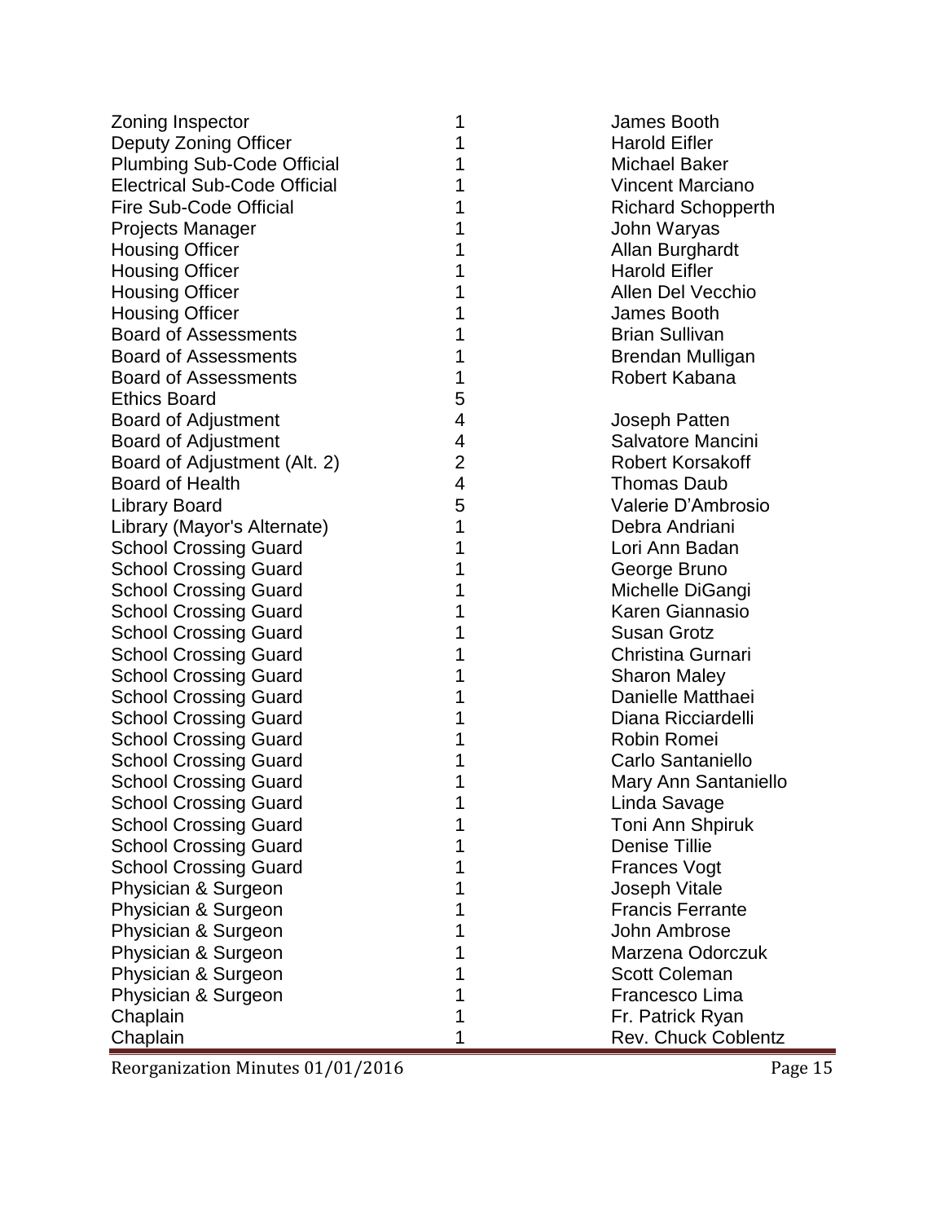| | | |
|---|---|---|
| Zoning Inspector | 1 | James Booth |
| Deputy Zoning Officer | 1 | Harold Eifler |
| Plumbing Sub-Code Official | 1 | Michael Baker |
| Electrical Sub-Code Official | 1 | Vincent Marciano |
| Fire Sub-Code Official | 1 | Richard Schopperth |
| Projects Manager | 1 | John Waryas |
| Housing Officer | 1 | Allan Burghardt |
| Housing Officer | 1 | Harold Eifler |
| Housing Officer | 1 | Allen Del Vecchio |
| Housing Officer | 1 | James Booth |
| Board of Assessments | 1 | Brian Sullivan |
| Board of Assessments | 1 | Brendan Mulligan |
| Board of Assessments | 1 | Robert Kabana |
| Ethics Board | 5 | |
| Board of Adjustment | 4 | Joseph Patten |
| Board of Adjustment | 4 | Salvatore Mancini |
| Board of Adjustment (Alt. 2) | 2 | Robert Korsakoff |
| Board of Health | 4 | Thomas Daub |
| Library Board | 5 | Valerie D'Ambrosio |
| Library (Mayor's Alternate) | 1 | Debra Andriani |
| School Crossing Guard | 1 | Lori Ann Badan |
| School Crossing Guard | 1 | George Bruno |
| School Crossing Guard | 1 | Michelle DiGangi |
| School Crossing Guard | 1 | Karen Giannasio |
| School Crossing Guard | 1 | Susan Grotz |
| School Crossing Guard | 1 | Christina Gurnari |
| School Crossing Guard | 1 | Sharon Maley |
| School Crossing Guard | 1 | Danielle Matthaei |
| School Crossing Guard | 1 | Diana Ricciardelli |
| School Crossing Guard | 1 | Robin Romei |
| School Crossing Guard | 1 | Carlo Santaniello |
| School Crossing Guard | 1 | Mary Ann Santaniello |
| School Crossing Guard | 1 | Linda Savage |
| School Crossing Guard | 1 | Toni Ann Shpiruk |
| School Crossing Guard | 1 | Denise Tillie |
| School Crossing Guard | 1 | Frances Vogt |
| Physician & Surgeon | 1 | Joseph Vitale |
| Physician & Surgeon | 1 | Francis Ferrante |
| Physician & Surgeon | 1 | John Ambrose |
| Physician & Surgeon | 1 | Marzena Odorczuk |
| Physician & Surgeon | 1 | Scott Coleman |
| Physician & Surgeon | 1 | Francesco Lima |
| Chaplain | 1 | Fr. Patrick Ryan |
| Chaplain | 1 | Rev. Chuck Coblentz |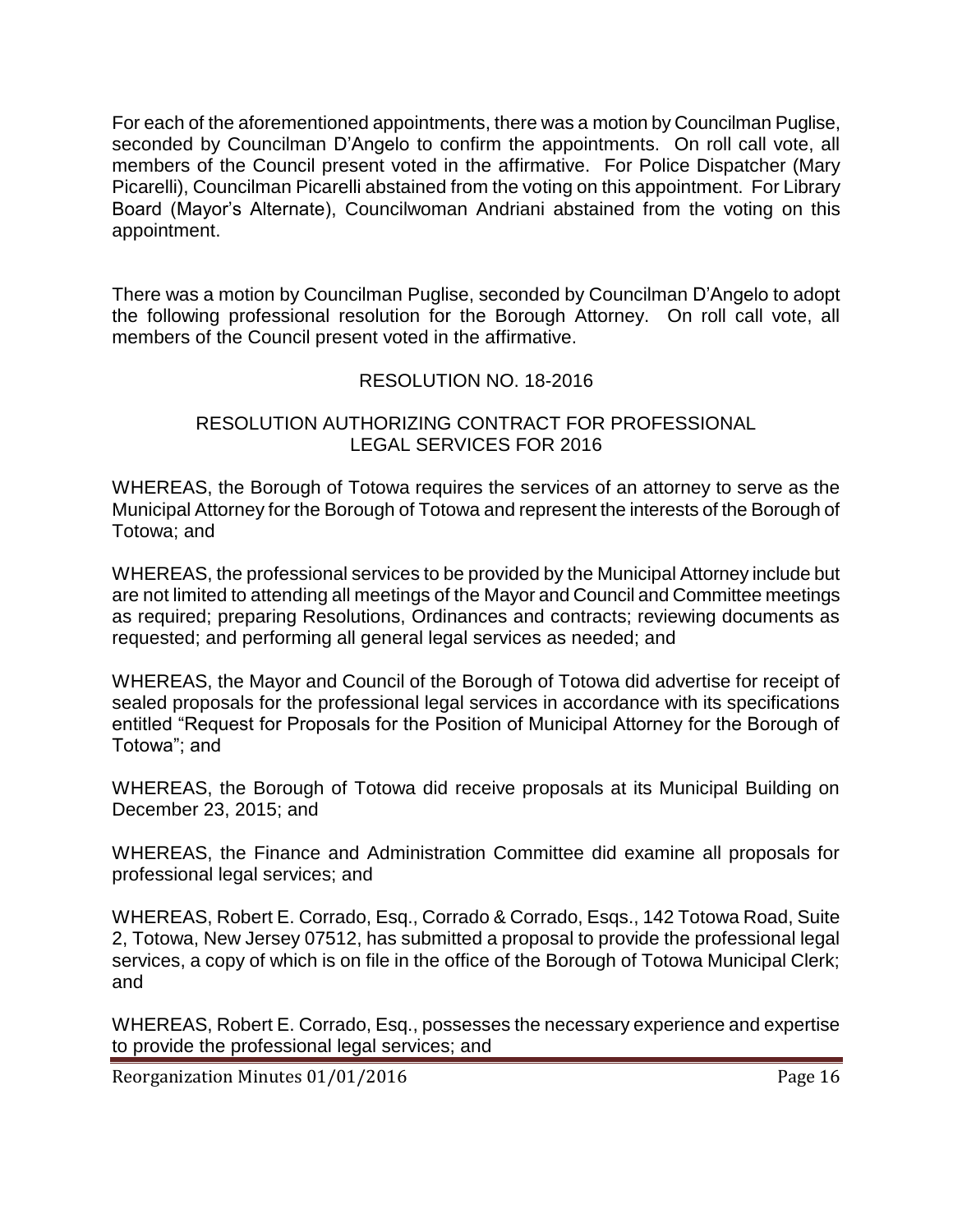For each of the aforementioned appointments, there was a motion by Councilman Puglise, seconded by Councilman D'Angelo to confirm the appointments. On roll call vote, all members of the Council present voted in the affirmative. For Police Dispatcher (Mary Picarelli), Councilman Picarelli abstained from the voting on this appointment. For Library Board (Mayor's Alternate), Councilwoman Andriani abstained from the voting on this appointment.

There was a motion by Councilman Puglise, seconded by Councilman D'Angelo to adopt the following professional resolution for the Borough Attorney. On roll call vote, all members of the Council present voted in the affirmative.

RESOLUTION NO. 18-2016

RESOLUTION AUTHORIZING CONTRACT FOR PROFESSIONAL LEGAL SERVICES FOR 2016

WHEREAS, the Borough of Totowa requires the services of an attorney to serve as the Municipal Attorney for the Borough of Totowa and represent the interests of the Borough of Totowa; and

WHEREAS, the professional services to be provided by the Municipal Attorney include but are not limited to attending all meetings of the Mayor and Council and Committee meetings as required; preparing Resolutions, Ordinances and contracts; reviewing documents as requested; and performing all general legal services as needed; and

WHEREAS, the Mayor and Council of the Borough of Totowa did advertise for receipt of sealed proposals for the professional legal services in accordance with its specifications entitled "Request for Proposals for the Position of Municipal Attorney for the Borough of Totowa"; and

WHEREAS, the Borough of Totowa did receive proposals at its Municipal Building on December 23, 2015; and

WHEREAS, the Finance and Administration Committee did examine all proposals for professional legal services; and

WHEREAS, Robert E. Corrado, Esq., Corrado & Corrado, Esqs., 142 Totowa Road, Suite 2, Totowa, New Jersey 07512, has submitted a proposal to provide the professional legal services, a copy of which is on file in the office of the Borough of Totowa Municipal Clerk; and

WHEREAS, Robert E. Corrado, Esq., possesses the necessary experience and expertise to provide the professional legal services; and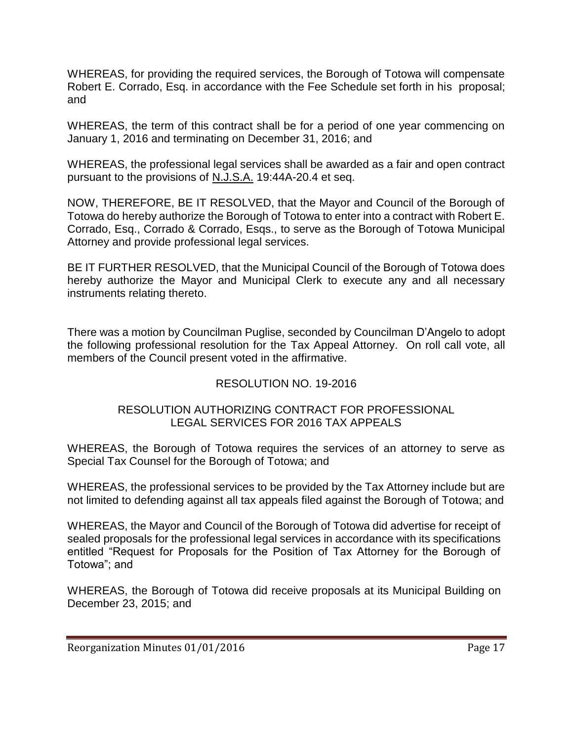WHEREAS, for providing the required services, the Borough of Totowa will compensate Robert E. Corrado, Esq. in accordance with the Fee Schedule set forth in his proposal; and

WHEREAS, the term of this contract shall be for a period of one year commencing on January 1, 2016 and terminating on December 31, 2016; and

WHEREAS, the professional legal services shall be awarded as a fair and open contract pursuant to the provisions of N.J.S.A. 19:44A-20.4 et seq.

NOW, THEREFORE, BE IT RESOLVED, that the Mayor and Council of the Borough of Totowa do hereby authorize the Borough of Totowa to enter into a contract with Robert E. Corrado, Esq., Corrado & Corrado, Esqs., to serve as the Borough of Totowa Municipal Attorney and provide professional legal services.

BE IT FURTHER RESOLVED, that the Municipal Council of the Borough of Totowa does hereby authorize the Mayor and Municipal Clerk to execute any and all necessary instruments relating thereto.

There was a motion by Councilman Puglise, seconded by Councilman D'Angelo to adopt the following professional resolution for the Tax Appeal Attorney. On roll call vote, all members of the Council present voted in the affirmative.

RESOLUTION NO. 19-2016

RESOLUTION AUTHORIZING CONTRACT FOR PROFESSIONAL LEGAL SERVICES FOR 2016 TAX APPEALS

WHEREAS, the Borough of Totowa requires the services of an attorney to serve as Special Tax Counsel for the Borough of Totowa; and

WHEREAS, the professional services to be provided by the Tax Attorney include but are not limited to defending against all tax appeals filed against the Borough of Totowa; and

WHEREAS, the Mayor and Council of the Borough of Totowa did advertise for receipt of sealed proposals for the professional legal services in accordance with its specifications entitled "Request for Proposals for the Position of Tax Attorney for the Borough of Totowa"; and

WHEREAS, the Borough of Totowa did receive proposals at its Municipal Building on December 23, 2015; and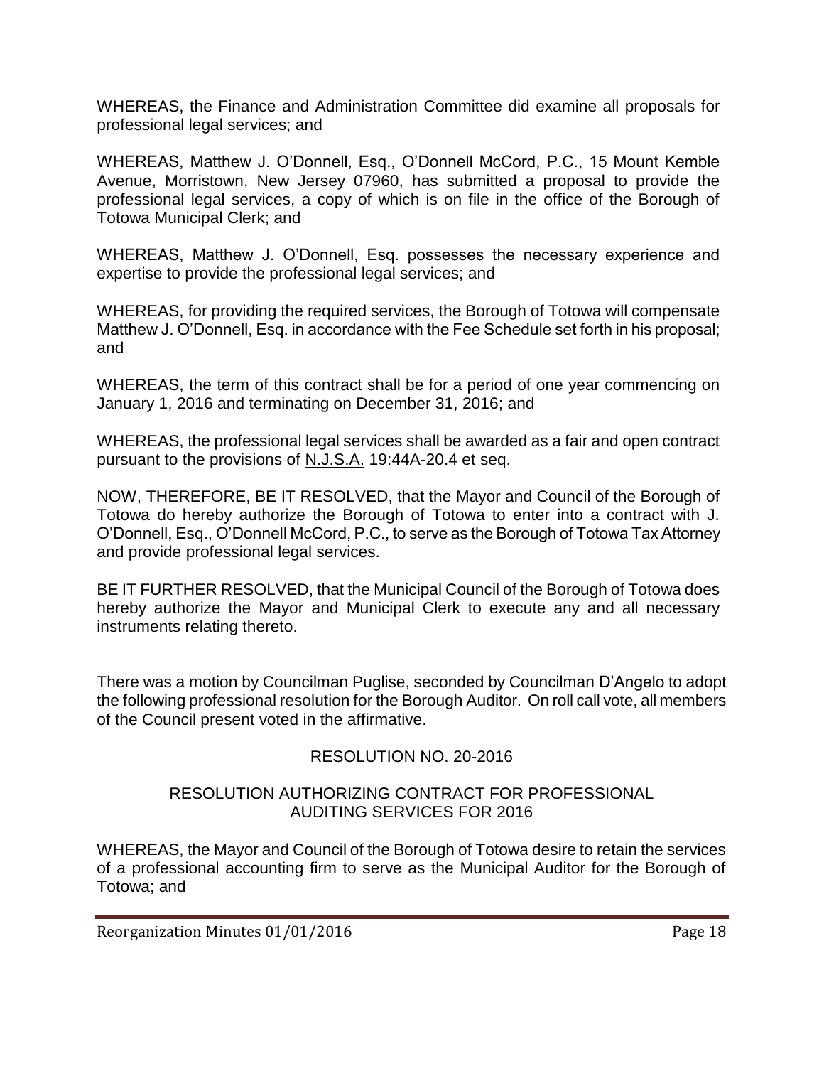WHEREAS, the Finance and Administration Committee did examine all proposals for professional legal services; and

WHEREAS, Matthew J. O'Donnell, Esq., O'Donnell McCord, P.C., 15 Mount Kemble Avenue, Morristown, New Jersey 07960, has submitted a proposal to provide the professional legal services, a copy of which is on file in the office of the Borough of Totowa Municipal Clerk; and

WHEREAS, Matthew J. O'Donnell, Esq. possesses the necessary experience and expertise to provide the professional legal services; and

WHEREAS, for providing the required services, the Borough of Totowa will compensate Matthew J. O'Donnell, Esq. in accordance with the Fee Schedule set forth in his proposal; and

WHEREAS, the term of this contract shall be for a period of one year commencing on January 1, 2016 and terminating on December 31, 2016; and

WHEREAS, the professional legal services shall be awarded as a fair and open contract pursuant to the provisions of N.J.S.A. 19:44A-20.4 et seq.

NOW, THEREFORE, BE IT RESOLVED, that the Mayor and Council of the Borough of Totowa do hereby authorize the Borough of Totowa to enter into a contract with J. O'Donnell, Esq., O'Donnell McCord, P.C., to serve as the Borough of Totowa Tax Attorney and provide professional legal services.

BE IT FURTHER RESOLVED, that the Municipal Council of the Borough of Totowa does hereby authorize the Mayor and Municipal Clerk to execute any and all necessary instruments relating thereto.

There was a motion by Councilman Puglise, seconded by Councilman D'Angelo to adopt the following professional resolution for the Borough Auditor. On roll call vote, all members of the Council present voted in the affirmative.

RESOLUTION NO. 20-2016

RESOLUTION AUTHORIZING CONTRACT FOR PROFESSIONAL AUDITING SERVICES FOR 2016

WHEREAS, the Mayor and Council of the Borough of Totowa desire to retain the services of a professional accounting firm to serve as the Municipal Auditor for the Borough of Totowa; and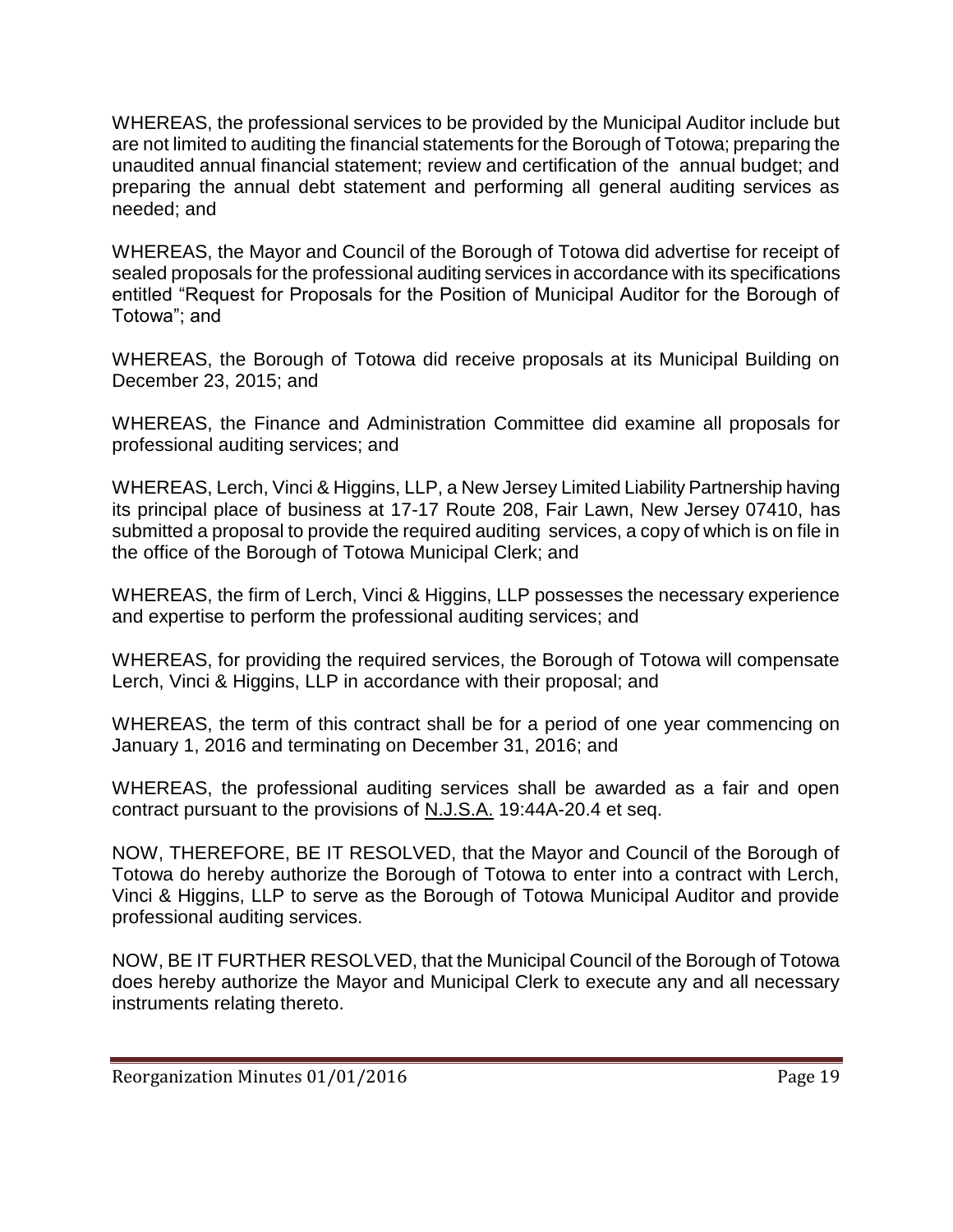WHEREAS, the professional services to be provided by the Municipal Auditor include but are not limited to auditing the financial statements for the Borough of Totowa; preparing the unaudited annual financial statement; review and certification of the annual budget; and preparing the annual debt statement and performing all general auditing services as needed; and

WHEREAS, the Mayor and Council of the Borough of Totowa did advertise for receipt of sealed proposals for the professional auditing services in accordance with its specifications entitled "Request for Proposals for the Position of Municipal Auditor for the Borough of Totowa"; and

WHEREAS, the Borough of Totowa did receive proposals at its Municipal Building on December 23, 2015; and

WHEREAS, the Finance and Administration Committee did examine all proposals for professional auditing services; and

WHEREAS, Lerch, Vinci & Higgins, LLP, a New Jersey Limited Liability Partnership having its principal place of business at 17-17 Route 208, Fair Lawn, New Jersey 07410, has submitted a proposal to provide the required auditing services, a copy of which is on file in the office of the Borough of Totowa Municipal Clerk; and

WHEREAS, the firm of Lerch, Vinci & Higgins, LLP possesses the necessary experience and expertise to perform the professional auditing services; and

WHEREAS, for providing the required services, the Borough of Totowa will compensate Lerch, Vinci & Higgins, LLP in accordance with their proposal; and

WHEREAS, the term of this contract shall be for a period of one year commencing on January 1, 2016 and terminating on December 31, 2016; and

WHEREAS, the professional auditing services shall be awarded as a fair and open contract pursuant to the provisions of N.J.S.A. 19:44A-20.4 et seq.

NOW, THEREFORE, BE IT RESOLVED, that the Mayor and Council of the Borough of Totowa do hereby authorize the Borough of Totowa to enter into a contract with Lerch, Vinci & Higgins, LLP to serve as the Borough of Totowa Municipal Auditor and provide professional auditing services.

NOW, BE IT FURTHER RESOLVED, that the Municipal Council of the Borough of Totowa does hereby authorize the Mayor and Municipal Clerk to execute any and all necessary instruments relating thereto.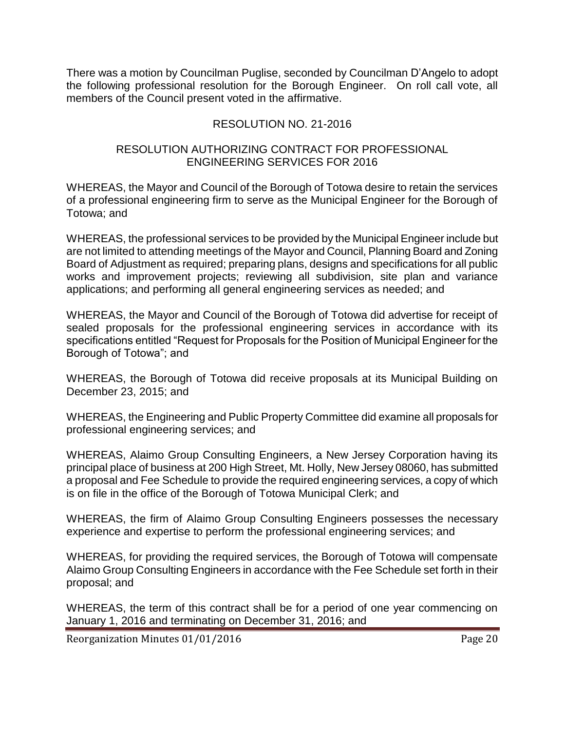There was a motion by Councilman Puglise, seconded by Councilman D'Angelo to adopt the following professional resolution for the Borough Engineer. On roll call vote, all members of the Council present voted in the affirmative.

RESOLUTION NO. 21-2016

RESOLUTION AUTHORIZING CONTRACT FOR PROFESSIONAL ENGINEERING SERVICES FOR 2016

WHEREAS, the Mayor and Council of the Borough of Totowa desire to retain the services of a professional engineering firm to serve as the Municipal Engineer for the Borough of Totowa; and

WHEREAS, the professional services to be provided by the Municipal Engineer include but are not limited to attending meetings of the Mayor and Council, Planning Board and Zoning Board of Adjustment as required; preparing plans, designs and specifications for all public works and improvement projects; reviewing all subdivision, site plan and variance applications; and performing all general engineering services as needed; and

WHEREAS, the Mayor and Council of the Borough of Totowa did advertise for receipt of sealed proposals for the professional engineering services in accordance with its specifications entitled "Request for Proposals for the Position of Municipal Engineer for the Borough of Totowa"; and

WHEREAS, the Borough of Totowa did receive proposals at its Municipal Building on December 23, 2015; and

WHEREAS, the Engineering and Public Property Committee did examine all proposals for professional engineering services; and

WHEREAS, Alaimo Group Consulting Engineers, a New Jersey Corporation having its principal place of business at 200 High Street, Mt. Holly, New Jersey 08060, has submitted a proposal and Fee Schedule to provide the required engineering services, a copy of which is on file in the office of the Borough of Totowa Municipal Clerk; and

WHEREAS, the firm of Alaimo Group Consulting Engineers possesses the necessary experience and expertise to perform the professional engineering services; and

WHEREAS, for providing the required services, the Borough of Totowa will compensate Alaimo Group Consulting Engineers in accordance with the Fee Schedule set forth in their proposal; and

WHEREAS, the term of this contract shall be for a period of one year commencing on January 1, 2016 and terminating on December 31, 2016; and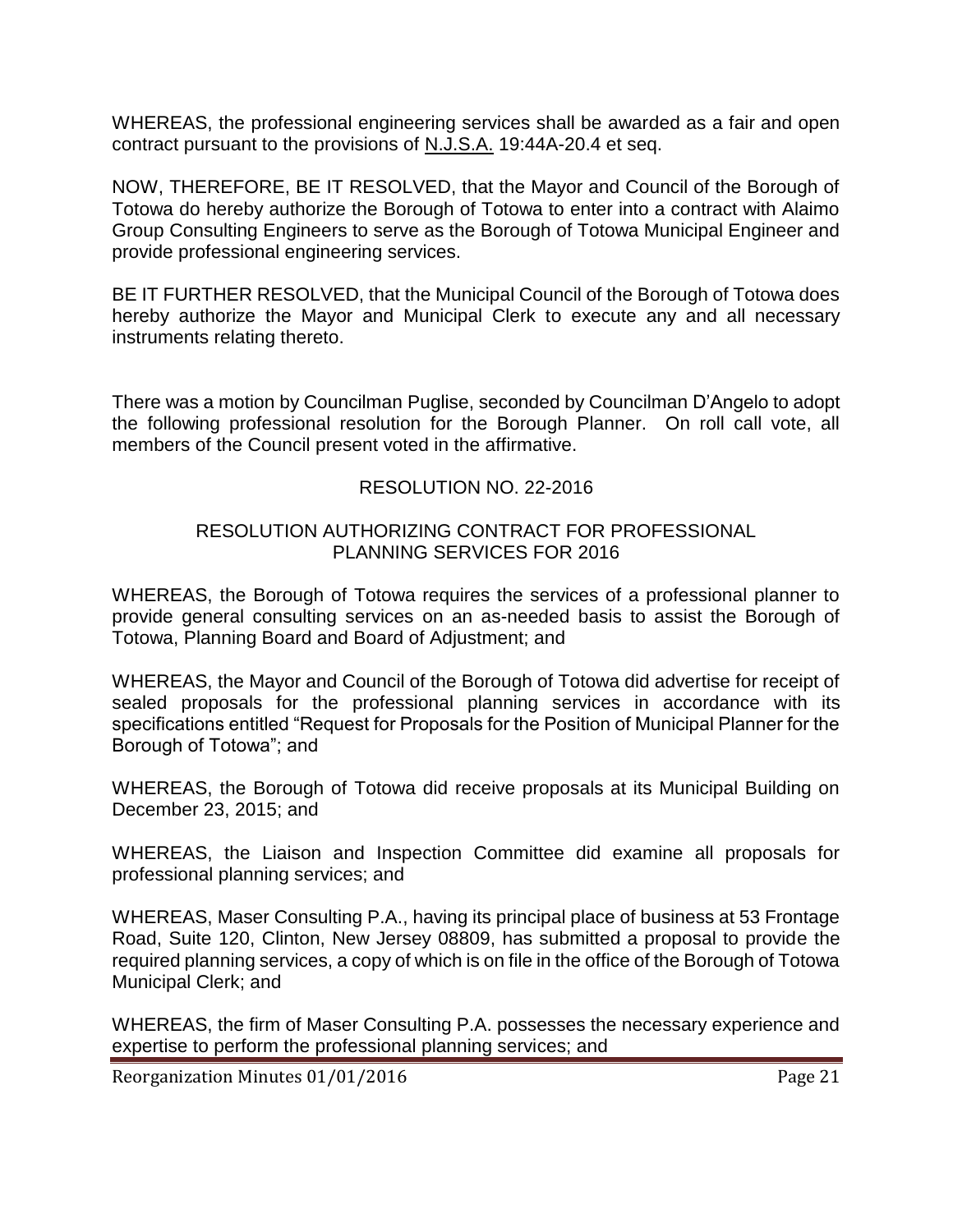WHEREAS, the professional engineering services shall be awarded as a fair and open contract pursuant to the provisions of N.J.S.A. 19:44A-20.4 et seq.

NOW, THEREFORE, BE IT RESOLVED, that the Mayor and Council of the Borough of Totowa do hereby authorize the Borough of Totowa to enter into a contract with Alaimo Group Consulting Engineers to serve as the Borough of Totowa Municipal Engineer and provide professional engineering services.

BE IT FURTHER RESOLVED, that the Municipal Council of the Borough of Totowa does hereby authorize the Mayor and Municipal Clerk to execute any and all necessary instruments relating thereto.

There was a motion by Councilman Puglise, seconded by Councilman D'Angelo to adopt the following professional resolution for the Borough Planner. On roll call vote, all members of the Council present voted in the affirmative.

RESOLUTION NO. 22-2016

RESOLUTION AUTHORIZING CONTRACT FOR PROFESSIONAL PLANNING SERVICES FOR 2016

WHEREAS, the Borough of Totowa requires the services of a professional planner to provide general consulting services on an as-needed basis to assist the Borough of Totowa, Planning Board and Board of Adjustment; and

WHEREAS, the Mayor and Council of the Borough of Totowa did advertise for receipt of sealed proposals for the professional planning services in accordance with its specifications entitled "Request for Proposals for the Position of Municipal Planner for the Borough of Totowa"; and

WHEREAS, the Borough of Totowa did receive proposals at its Municipal Building on December 23, 2015; and

WHEREAS, the Liaison and Inspection Committee did examine all proposals for professional planning services; and

WHEREAS, Maser Consulting P.A., having its principal place of business at 53 Frontage Road, Suite 120, Clinton, New Jersey 08809, has submitted a proposal to provide the required planning services, a copy of which is on file in the office of the Borough of Totowa Municipal Clerk; and

WHEREAS, the firm of Maser Consulting P.A. possesses the necessary experience and expertise to perform the professional planning services; and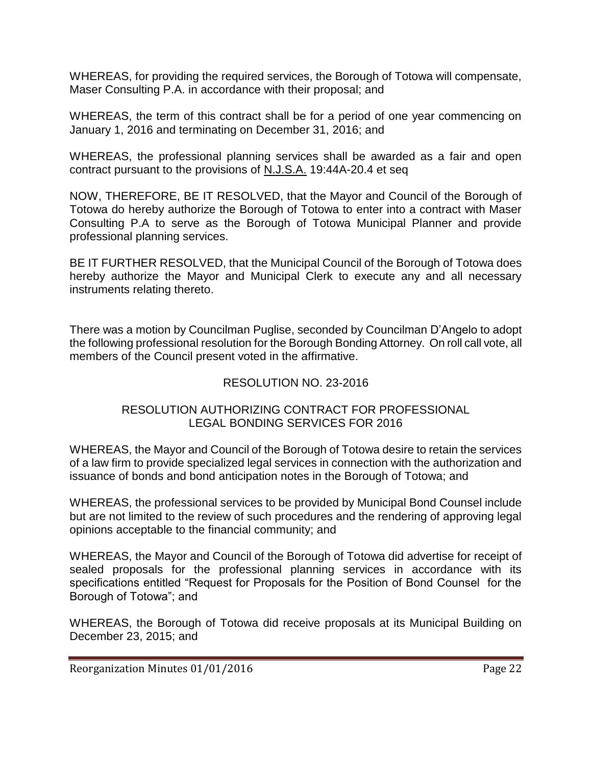WHEREAS, for providing the required services, the Borough of Totowa will compensate, Maser Consulting P.A. in accordance with their proposal; and

WHEREAS, the term of this contract shall be for a period of one year commencing on January 1, 2016 and terminating on December 31, 2016; and

WHEREAS, the professional planning services shall be awarded as a fair and open contract pursuant to the provisions of N.J.S.A. 19:44A-20.4 et seq

NOW, THEREFORE, BE IT RESOLVED, that the Mayor and Council of the Borough of Totowa do hereby authorize the Borough of Totowa to enter into a contract with Maser Consulting P.A to serve as the Borough of Totowa Municipal Planner and provide professional planning services.

BE IT FURTHER RESOLVED, that the Municipal Council of the Borough of Totowa does hereby authorize the Mayor and Municipal Clerk to execute any and all necessary instruments relating thereto.

There was a motion by Councilman Puglise, seconded by Councilman D'Angelo to adopt the following professional resolution for the Borough Bonding Attorney. On roll call vote, all members of the Council present voted in the affirmative.

RESOLUTION NO. 23-2016

RESOLUTION AUTHORIZING CONTRACT FOR PROFESSIONAL LEGAL BONDING SERVICES FOR 2016

WHEREAS, the Mayor and Council of the Borough of Totowa desire to retain the services of a law firm to provide specialized legal services in connection with the authorization and issuance of bonds and bond anticipation notes in the Borough of Totowa; and

WHEREAS, the professional services to be provided by Municipal Bond Counsel include but are not limited to the review of such procedures and the rendering of approving legal opinions acceptable to the financial community; and

WHEREAS, the Mayor and Council of the Borough of Totowa did advertise for receipt of sealed proposals for the professional planning services in accordance with its specifications entitled "Request for Proposals for the Position of Bond Counsel for the Borough of Totowa"; and

WHEREAS, the Borough of Totowa did receive proposals at its Municipal Building on December 23, 2015; and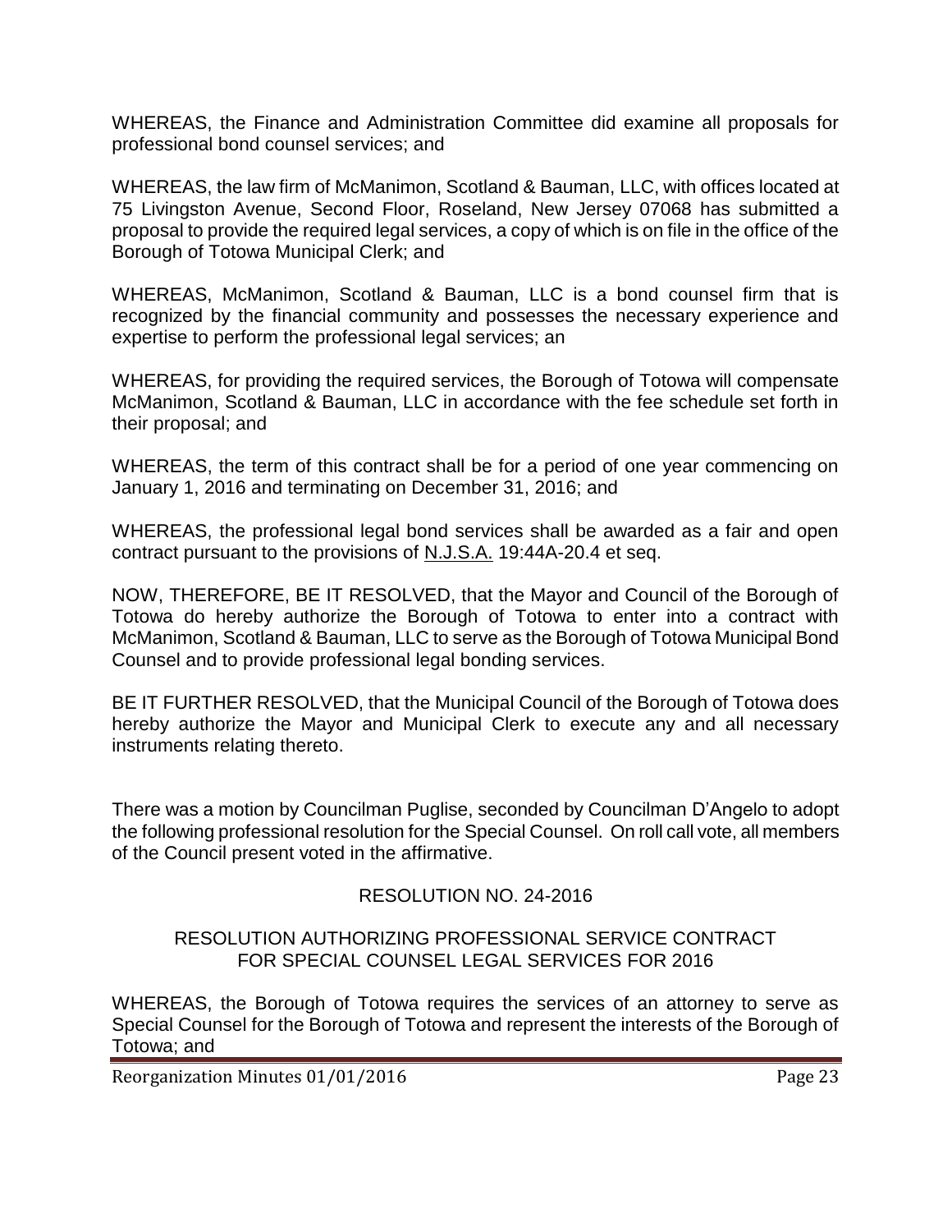WHEREAS, the Finance and Administration Committee did examine all proposals for professional bond counsel services; and

WHEREAS, the law firm of McManimon, Scotland & Bauman, LLC, with offices located at 75 Livingston Avenue, Second Floor, Roseland, New Jersey 07068 has submitted a proposal to provide the required legal services, a copy of which is on file in the office of the Borough of Totowa Municipal Clerk; and

WHEREAS, McManimon, Scotland & Bauman, LLC is a bond counsel firm that is recognized by the financial community and possesses the necessary experience and expertise to perform the professional legal services; an

WHEREAS, for providing the required services, the Borough of Totowa will compensate McManimon, Scotland & Bauman, LLC in accordance with the fee schedule set forth in their proposal; and

WHEREAS, the term of this contract shall be for a period of one year commencing on January 1, 2016 and terminating on December 31, 2016; and

WHEREAS, the professional legal bond services shall be awarded as a fair and open contract pursuant to the provisions of N.J.S.A. 19:44A-20.4 et seq.

NOW, THEREFORE, BE IT RESOLVED, that the Mayor and Council of the Borough of Totowa do hereby authorize the Borough of Totowa to enter into a contract with McManimon, Scotland & Bauman, LLC to serve as the Borough of Totowa Municipal Bond Counsel and to provide professional legal bonding services.

BE IT FURTHER RESOLVED, that the Municipal Council of the Borough of Totowa does hereby authorize the Mayor and Municipal Clerk to execute any and all necessary instruments relating thereto.

There was a motion by Councilman Puglise, seconded by Councilman D'Angelo to adopt the following professional resolution for the Special Counsel. On roll call vote, all members of the Council present voted in the affirmative.

RESOLUTION NO. 24-2016

RESOLUTION AUTHORIZING PROFESSIONAL SERVICE CONTRACT FOR SPECIAL COUNSEL LEGAL SERVICES FOR 2016

WHEREAS, the Borough of Totowa requires the services of an attorney to serve as Special Counsel for the Borough of Totowa and represent the interests of the Borough of Totowa; and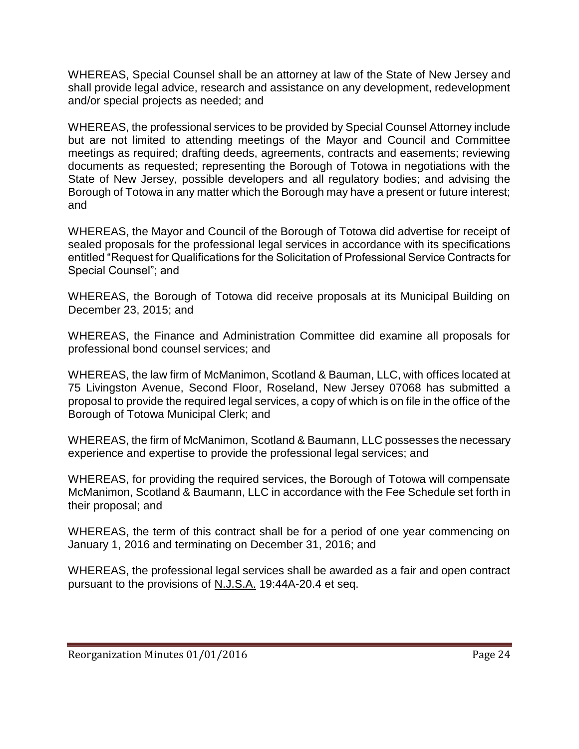WHEREAS, Special Counsel shall be an attorney at law of the State of New Jersey and shall provide legal advice, research and assistance on any development, redevelopment and/or special projects as needed; and

WHEREAS, the professional services to be provided by Special Counsel Attorney include but are not limited to attending meetings of the Mayor and Council and Committee meetings as required; drafting deeds, agreements, contracts and easements; reviewing documents as requested; representing the Borough of Totowa in negotiations with the State of New Jersey, possible developers and all regulatory bodies; and advising the Borough of Totowa in any matter which the Borough may have a present or future interest; and

WHEREAS, the Mayor and Council of the Borough of Totowa did advertise for receipt of sealed proposals for the professional legal services in accordance with its specifications entitled "Request for Qualifications for the Solicitation of Professional Service Contracts for Special Counsel"; and

WHEREAS, the Borough of Totowa did receive proposals at its Municipal Building on December 23, 2015; and

WHEREAS, the Finance and Administration Committee did examine all proposals for professional bond counsel services; and

WHEREAS, the law firm of McManimon, Scotland & Bauman, LLC, with offices located at 75 Livingston Avenue, Second Floor, Roseland, New Jersey 07068 has submitted a proposal to provide the required legal services, a copy of which is on file in the office of the Borough of Totowa Municipal Clerk; and

WHEREAS, the firm of McManimon, Scotland & Baumann, LLC possesses the necessary experience and expertise to provide the professional legal services; and

WHEREAS, for providing the required services, the Borough of Totowa will compensate McManimon, Scotland & Baumann, LLC in accordance with the Fee Schedule set forth in their proposal; and

WHEREAS, the term of this contract shall be for a period of one year commencing on January 1, 2016 and terminating on December 31, 2016; and

WHEREAS, the professional legal services shall be awarded as a fair and open contract pursuant to the provisions of N.J.S.A. 19:44A-20.4 et seq.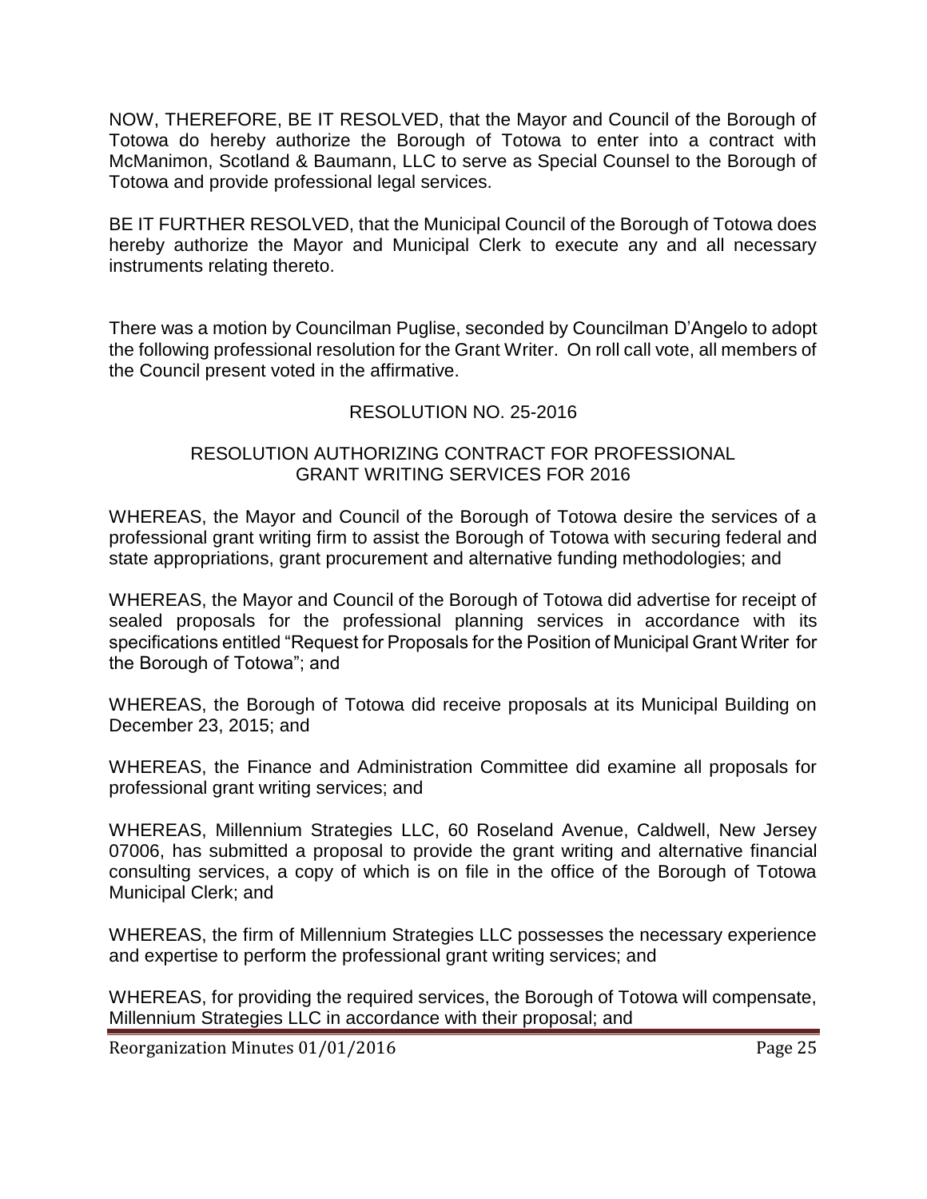NOW, THEREFORE, BE IT RESOLVED, that the Mayor and Council of the Borough of Totowa do hereby authorize the Borough of Totowa to enter into a contract with McManimon, Scotland & Baumann, LLC to serve as Special Counsel to the Borough of Totowa and provide professional legal services.

BE IT FURTHER RESOLVED, that the Municipal Council of the Borough of Totowa does hereby authorize the Mayor and Municipal Clerk to execute any and all necessary instruments relating thereto.

There was a motion by Councilman Puglise, seconded by Councilman D'Angelo to adopt the following professional resolution for the Grant Writer. On roll call vote, all members of the Council present voted in the affirmative.

RESOLUTION NO. 25-2016

RESOLUTION AUTHORIZING CONTRACT FOR PROFESSIONAL GRANT WRITING SERVICES FOR 2016

WHEREAS, the Mayor and Council of the Borough of Totowa desire the services of a professional grant writing firm to assist the Borough of Totowa with securing federal and state appropriations, grant procurement and alternative funding methodologies; and

WHEREAS, the Mayor and Council of the Borough of Totowa did advertise for receipt of sealed proposals for the professional planning services in accordance with its specifications entitled "Request for Proposals for the Position of Municipal Grant Writer for the Borough of Totowa"; and

WHEREAS, the Borough of Totowa did receive proposals at its Municipal Building on December 23, 2015; and

WHEREAS, the Finance and Administration Committee did examine all proposals for professional grant writing services; and

WHEREAS, Millennium Strategies LLC, 60 Roseland Avenue, Caldwell, New Jersey 07006, has submitted a proposal to provide the grant writing and alternative financial consulting services, a copy of which is on file in the office of the Borough of Totowa Municipal Clerk; and

WHEREAS, the firm of Millennium Strategies LLC possesses the necessary experience and expertise to perform the professional grant writing services; and

WHEREAS, for providing the required services, the Borough of Totowa will compensate, Millennium Strategies LLC in accordance with their proposal; and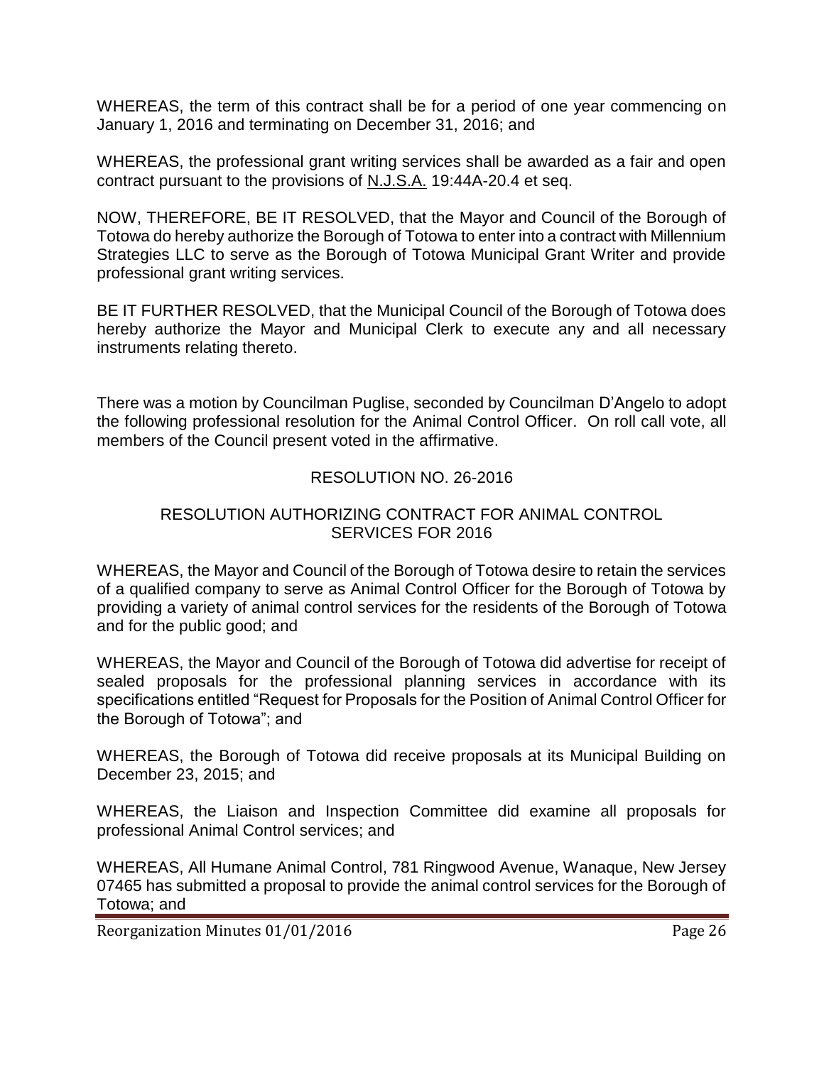WHEREAS, the term of this contract shall be for a period of one year commencing on January 1, 2016 and terminating on December 31, 2016; and

WHEREAS, the professional grant writing services shall be awarded as a fair and open contract pursuant to the provisions of N.J.S.A. 19:44A-20.4 et seq.

NOW, THEREFORE, BE IT RESOLVED, that the Mayor and Council of the Borough of Totowa do hereby authorize the Borough of Totowa to enter into a contract with Millennium Strategies LLC to serve as the Borough of Totowa Municipal Grant Writer and provide professional grant writing services.

BE IT FURTHER RESOLVED, that the Municipal Council of the Borough of Totowa does hereby authorize the Mayor and Municipal Clerk to execute any and all necessary instruments relating thereto.

There was a motion by Councilman Puglise, seconded by Councilman D'Angelo to adopt the following professional resolution for the Animal Control Officer. On roll call vote, all members of the Council present voted in the affirmative.

RESOLUTION NO. 26-2016

RESOLUTION AUTHORIZING CONTRACT FOR ANIMAL CONTROL SERVICES FOR 2016

WHEREAS, the Mayor and Council of the Borough of Totowa desire to retain the services of a qualified company to serve as Animal Control Officer for the Borough of Totowa by providing a variety of animal control services for the residents of the Borough of Totowa and for the public good; and

WHEREAS, the Mayor and Council of the Borough of Totowa did advertise for receipt of sealed proposals for the professional planning services in accordance with its specifications entitled "Request for Proposals for the Position of Animal Control Officer for the Borough of Totowa"; and

WHEREAS, the Borough of Totowa did receive proposals at its Municipal Building on December 23, 2015; and

WHEREAS, the Liaison and Inspection Committee did examine all proposals for professional Animal Control services; and

WHEREAS, All Humane Animal Control, 781 Ringwood Avenue, Wanaque, New Jersey 07465 has submitted a proposal to provide the animal control services for the Borough of Totowa; and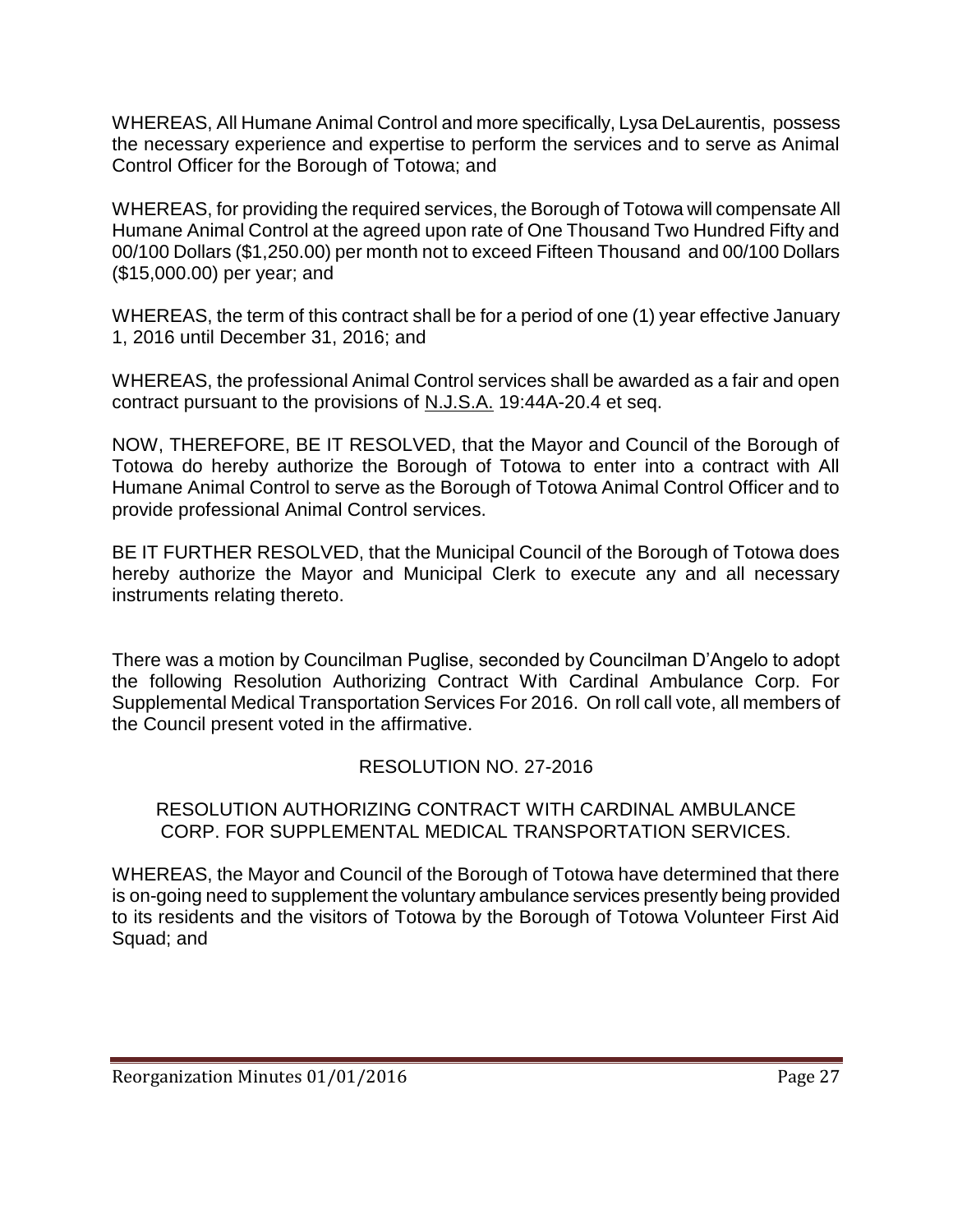WHEREAS, All Humane Animal Control and more specifically, Lysa DeLaurentis, possess the necessary experience and expertise to perform the services and to serve as Animal Control Officer for the Borough of Totowa; and

WHEREAS, for providing the required services, the Borough of Totowa will compensate All Humane Animal Control at the agreed upon rate of One Thousand Two Hundred Fifty and 00/100 Dollars ($1,250.00) per month not to exceed Fifteen Thousand and 00/100 Dollars ($15,000.00) per year; and

WHEREAS, the term of this contract shall be for a period of one (1) year effective January 1, 2016 until December 31, 2016; and

WHEREAS, the professional Animal Control services shall be awarded as a fair and open contract pursuant to the provisions of N.J.S.A. 19:44A-20.4 et seq.

NOW, THEREFORE, BE IT RESOLVED, that the Mayor and Council of the Borough of Totowa do hereby authorize the Borough of Totowa to enter into a contract with All Humane Animal Control to serve as the Borough of Totowa Animal Control Officer and to provide professional Animal Control services.

BE IT FURTHER RESOLVED, that the Municipal Council of the Borough of Totowa does hereby authorize the Mayor and Municipal Clerk to execute any and all necessary instruments relating thereto.

There was a motion by Councilman Puglise, seconded by Councilman D'Angelo to adopt the following Resolution Authorizing Contract With Cardinal Ambulance Corp. For Supplemental Medical Transportation Services For 2016. On roll call vote, all members of the Council present voted in the affirmative.

RESOLUTION NO. 27-2016

RESOLUTION AUTHORIZING CONTRACT WITH CARDINAL AMBULANCE CORP. FOR SUPPLEMENTAL MEDICAL TRANSPORTATION SERVICES.

WHEREAS, the Mayor and Council of the Borough of Totowa have determined that there is on-going need to supplement the voluntary ambulance services presently being provided to its residents and the visitors of Totowa by the Borough of Totowa Volunteer First Aid Squad; and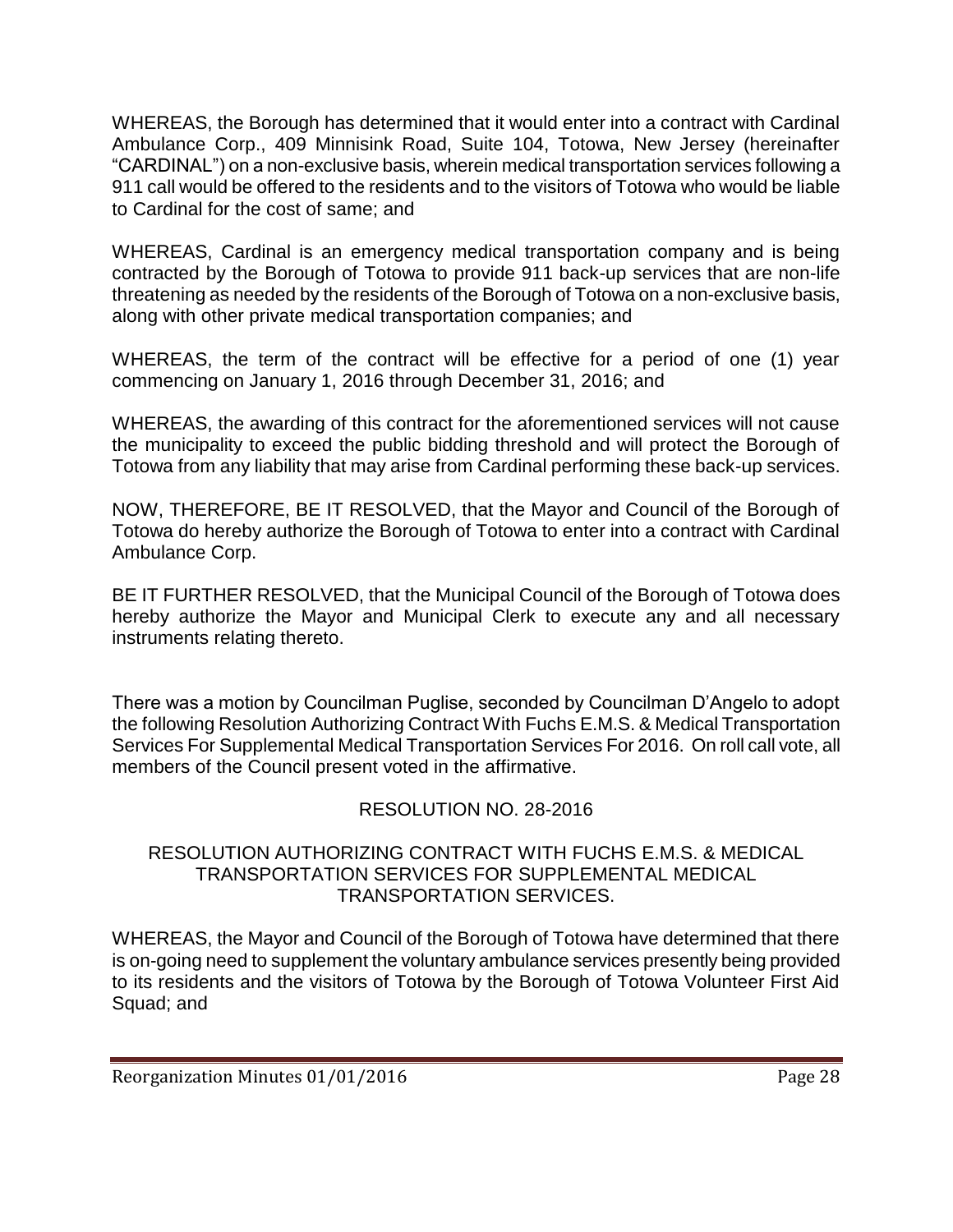WHEREAS, the Borough has determined that it would enter into a contract with Cardinal Ambulance Corp., 409 Minnisink Road, Suite 104, Totowa, New Jersey (hereinafter "CARDINAL") on a non-exclusive basis, wherein medical transportation services following a 911 call would be offered to the residents and to the visitors of Totowa who would be liable to Cardinal for the cost of same; and

WHEREAS, Cardinal is an emergency medical transportation company and is being contracted by the Borough of Totowa to provide 911 back-up services that are non-life threatening as needed by the residents of the Borough of Totowa on a non-exclusive basis, along with other private medical transportation companies; and

WHEREAS, the term of the contract will be effective for a period of one (1) year commencing on January 1, 2016 through December 31, 2016; and

WHEREAS, the awarding of this contract for the aforementioned services will not cause the municipality to exceed the public bidding threshold and will protect the Borough of Totowa from any liability that may arise from Cardinal performing these back-up services.

NOW, THEREFORE, BE IT RESOLVED, that the Mayor and Council of the Borough of Totowa do hereby authorize the Borough of Totowa to enter into a contract with Cardinal Ambulance Corp.

BE IT FURTHER RESOLVED, that the Municipal Council of the Borough of Totowa does hereby authorize the Mayor and Municipal Clerk to execute any and all necessary instruments relating thereto.

There was a motion by Councilman Puglise, seconded by Councilman D'Angelo to adopt the following Resolution Authorizing Contract With Fuchs E.M.S. & Medical Transportation Services For Supplemental Medical Transportation Services For 2016. On roll call vote, all members of the Council present voted in the affirmative.

## RESOLUTION NO. 28-2016

### RESOLUTION AUTHORIZING CONTRACT WITH FUCHS E.M.S. & MEDICAL TRANSPORTATION SERVICES FOR SUPPLEMENTAL MEDICAL TRANSPORTATION SERVICES.

WHEREAS, the Mayor and Council of the Borough of Totowa have determined that there is on-going need to supplement the voluntary ambulance services presently being provided to its residents and the visitors of Totowa by the Borough of Totowa Volunteer First Aid Squad; and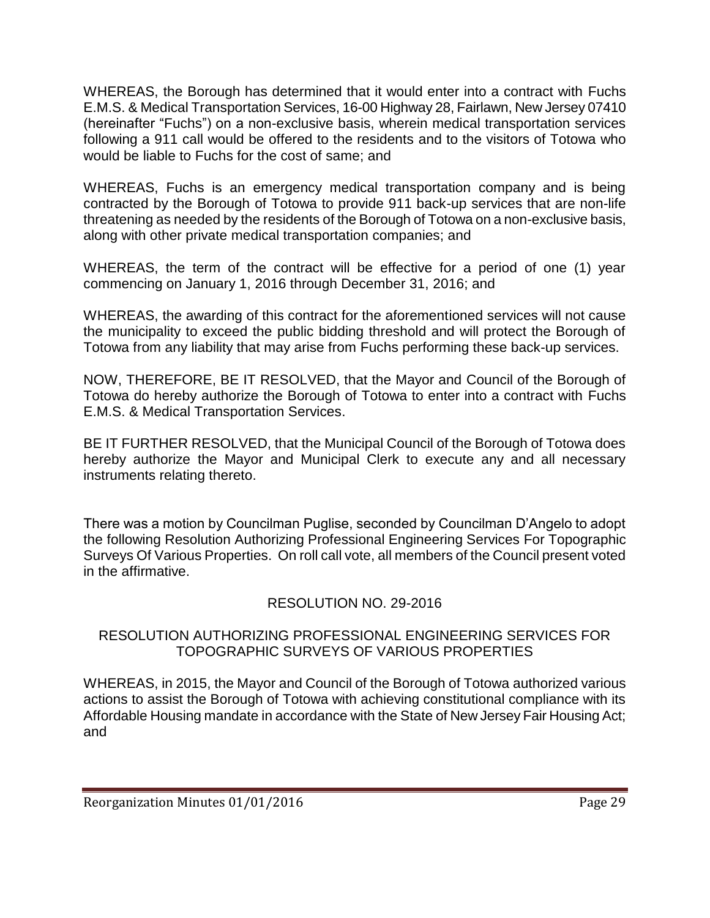WHEREAS, the Borough has determined that it would enter into a contract with Fuchs E.M.S. & Medical Transportation Services, 16-00 Highway 28, Fairlawn, New Jersey 07410 (hereinafter "Fuchs") on a non-exclusive basis, wherein medical transportation services following a 911 call would be offered to the residents and to the visitors of Totowa who would be liable to Fuchs for the cost of same; and

WHEREAS, Fuchs is an emergency medical transportation company and is being contracted by the Borough of Totowa to provide 911 back-up services that are non-life threatening as needed by the residents of the Borough of Totowa on a non-exclusive basis, along with other private medical transportation companies; and

WHEREAS, the term of the contract will be effective for a period of one (1) year commencing on January 1, 2016 through December 31, 2016; and

WHEREAS, the awarding of this contract for the aforementioned services will not cause the municipality to exceed the public bidding threshold and will protect the Borough of Totowa from any liability that may arise from Fuchs performing these back-up services.

NOW, THEREFORE, BE IT RESOLVED, that the Mayor and Council of the Borough of Totowa do hereby authorize the Borough of Totowa to enter into a contract with Fuchs E.M.S. & Medical Transportation Services.

BE IT FURTHER RESOLVED, that the Municipal Council of the Borough of Totowa does hereby authorize the Mayor and Municipal Clerk to execute any and all necessary instruments relating thereto.

There was a motion by Councilman Puglise, seconded by Councilman D'Angelo to adopt the following Resolution Authorizing Professional Engineering Services For Topographic Surveys Of Various Properties. On roll call vote, all members of the Council present voted in the affirmative.

RESOLUTION NO. 29-2016

RESOLUTION AUTHORIZING PROFESSIONAL ENGINEERING SERVICES FOR TOPOGRAPHIC SURVEYS OF VARIOUS PROPERTIES

WHEREAS, in 2015, the Mayor and Council of the Borough of Totowa authorized various actions to assist the Borough of Totowa with achieving constitutional compliance with its Affordable Housing mandate in accordance with the State of New Jersey Fair Housing Act; and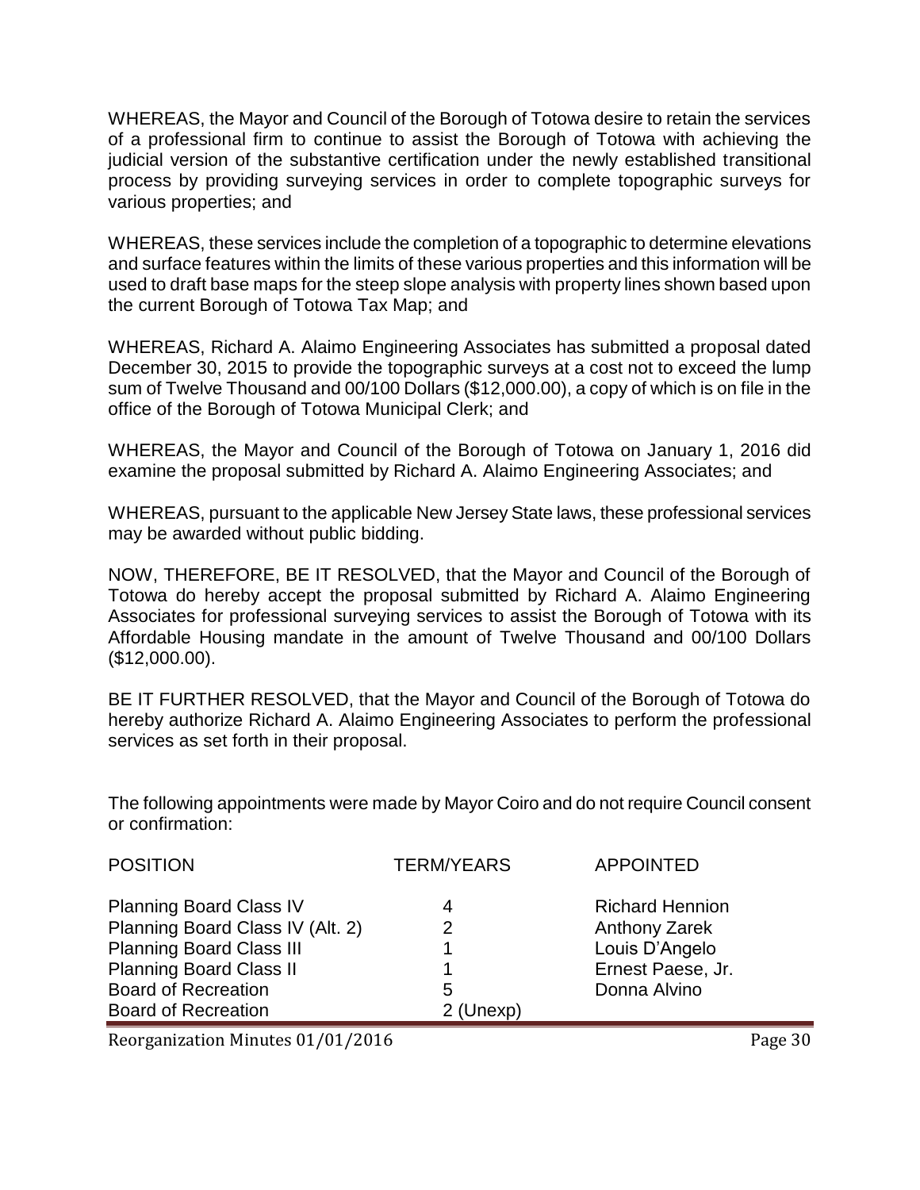WHEREAS, the Mayor and Council of the Borough of Totowa desire to retain the services of a professional firm to continue to assist the Borough of Totowa with achieving the judicial version of the substantive certification under the newly established transitional process by providing surveying services in order to complete topographic surveys for various properties; and

WHEREAS, these services include the completion of a topographic to determine elevations and surface features within the limits of these various properties and this information will be used to draft base maps for the steep slope analysis with property lines shown based upon the current Borough of Totowa Tax Map; and

WHEREAS, Richard A. Alaimo Engineering Associates has submitted a proposal dated December 30, 2015 to provide the topographic surveys at a cost not to exceed the lump sum of Twelve Thousand and 00/100 Dollars ($12,000.00), a copy of which is on file in the office of the Borough of Totowa Municipal Clerk; and

WHEREAS, the Mayor and Council of the Borough of Totowa on January 1, 2016 did examine the proposal submitted by Richard A. Alaimo Engineering Associates; and

WHEREAS, pursuant to the applicable New Jersey State laws, these professional services may be awarded without public bidding.

NOW, THEREFORE, BE IT RESOLVED, that the Mayor and Council of the Borough of Totowa do hereby accept the proposal submitted by Richard A. Alaimo Engineering Associates for professional surveying services to assist the Borough of Totowa with its Affordable Housing mandate in the amount of Twelve Thousand and 00/100 Dollars ($12,000.00).

BE IT FURTHER RESOLVED, that the Mayor and Council of the Borough of Totowa do hereby authorize Richard A. Alaimo Engineering Associates to perform the professional services as set forth in their proposal.

The following appointments were made by Mayor Coiro and do not require Council consent or confirmation:

| POSITION | TERM/YEARS | APPOINTED |
|---|---|---|
| Planning Board Class IV | 4 | Richard Hennion |
| Planning Board Class IV (Alt. 2) | 2 | Anthony Zarek |
| Planning Board Class III | 1 | Louis D'Angelo |
| Planning Board Class II | 1 | Ernest Paese, Jr. |
| Board of Recreation | 5 | Donna Alvino |
| Board of Recreation | 2 (Unexp) | |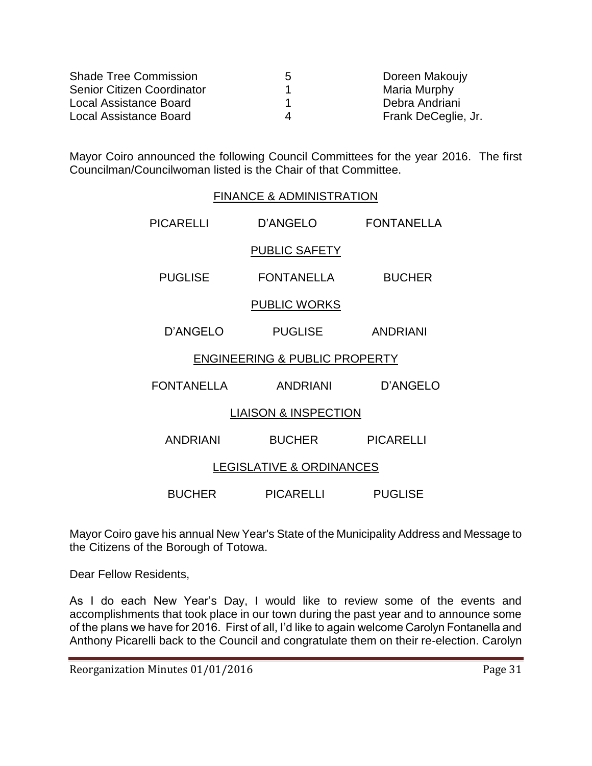| | | |
|---|---|---|
| Shade Tree Commission | 5 | Doreen Makoujy |
| Senior Citizen Coordinator | 1 | Maria Murphy |
| Local Assistance Board | 1 | Debra Andriani |
| Local Assistance Board | 4 | Frank DeCeglie, Jr. |

Mayor Coiro announced the following Council Committees for the year 2016. The first Councilman/Councilwoman listed is the Chair of that Committee.

<u>FINANCE & ADMINISTRATION</u>

PICARELLI D'ANGELO FONTANELLA

<u>PUBLIC SAFETY</u>

PUGLISE FONTANELLA BUCHER

<u>PUBLIC WORKS</u>

D'ANGELO PUGLISE ANDRIANI

<u>ENGINEERING & PUBLIC PROPERTY</u>

FONTANELLA ANDRIANI D'ANGELO

<u>LIAISON & INSPECTION</u>

ANDRIANI BUCHER PICARELLI

<u>LEGISLATIVE & ORDINANCES</u>

BUCHER PICARELLI PUGLISE

Mayor Coiro gave his annual New Year's State of the Municipality Address and Message to the Citizens of the Borough of Totowa.

Dear Fellow Residents,

As I do each New Year's Day, I would like to review some of the events and accomplishments that took place in our town during the past year and to announce some of the plans we have for 2016. First of all, I'd like to again welcome Carolyn Fontanella and Anthony Picarelli back to the Council and congratulate them on their re-election. Carolyn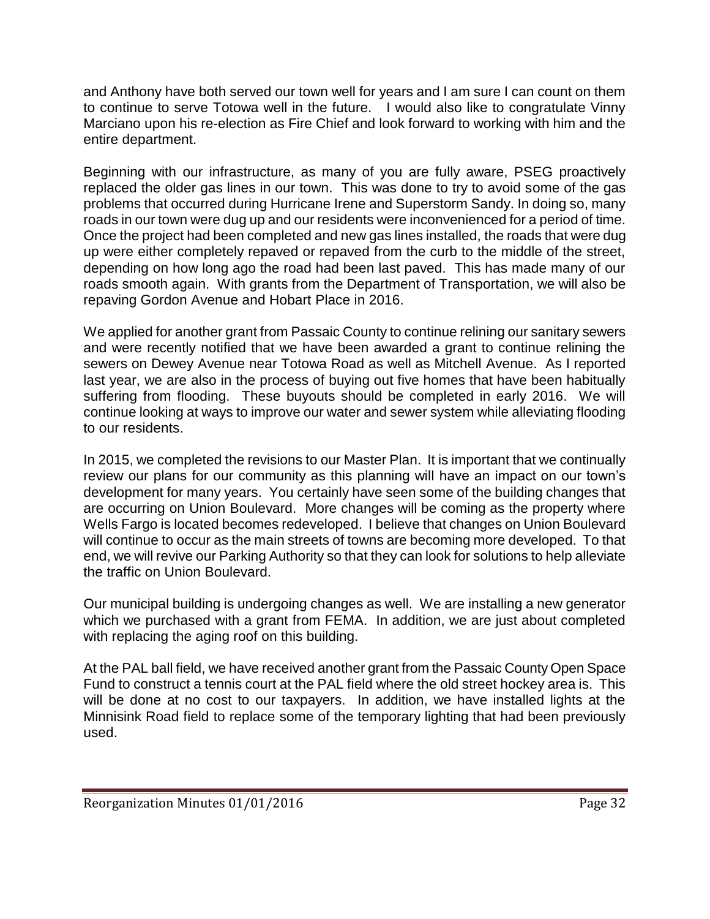and Anthony have both served our town well for years and I am sure I can count on them to continue to serve Totowa well in the future. I would also like to congratulate Vinny Marciano upon his re-election as Fire Chief and look forward to working with him and the entire department.

Beginning with our infrastructure, as many of you are fully aware, PSEG proactively replaced the older gas lines in our town. This was done to try to avoid some of the gas problems that occurred during Hurricane Irene and Superstorm Sandy. In doing so, many roads in our town were dug up and our residents were inconvenienced for a period of time. Once the project had been completed and new gas lines installed, the roads that were dug up were either completely repaved or repaved from the curb to the middle of the street, depending on how long ago the road had been last paved. This has made many of our roads smooth again. With grants from the Department of Transportation, we will also be repaving Gordon Avenue and Hobart Place in 2016.

We applied for another grant from Passaic County to continue relining our sanitary sewers and were recently notified that we have been awarded a grant to continue relining the sewers on Dewey Avenue near Totowa Road as well as Mitchell Avenue. As I reported last year, we are also in the process of buying out five homes that have been habitually suffering from flooding. These buyouts should be completed in early 2016. We will continue looking at ways to improve our water and sewer system while alleviating flooding to our residents.

In 2015, we completed the revisions to our Master Plan. It is important that we continually review our plans for our community as this planning will have an impact on our town's development for many years. You certainly have seen some of the building changes that are occurring on Union Boulevard. More changes will be coming as the property where Wells Fargo is located becomes redeveloped. I believe that changes on Union Boulevard will continue to occur as the main streets of towns are becoming more developed. To that end, we will revive our Parking Authority so that they can look for solutions to help alleviate the traffic on Union Boulevard.

Our municipal building is undergoing changes as well. We are installing a new generator which we purchased with a grant from FEMA. In addition, we are just about completed with replacing the aging roof on this building.

At the PAL ball field, we have received another grant from the Passaic County Open Space Fund to construct a tennis court at the PAL field where the old street hockey area is. This will be done at no cost to our taxpayers. In addition, we have installed lights at the Minnisink Road field to replace some of the temporary lighting that had been previously used.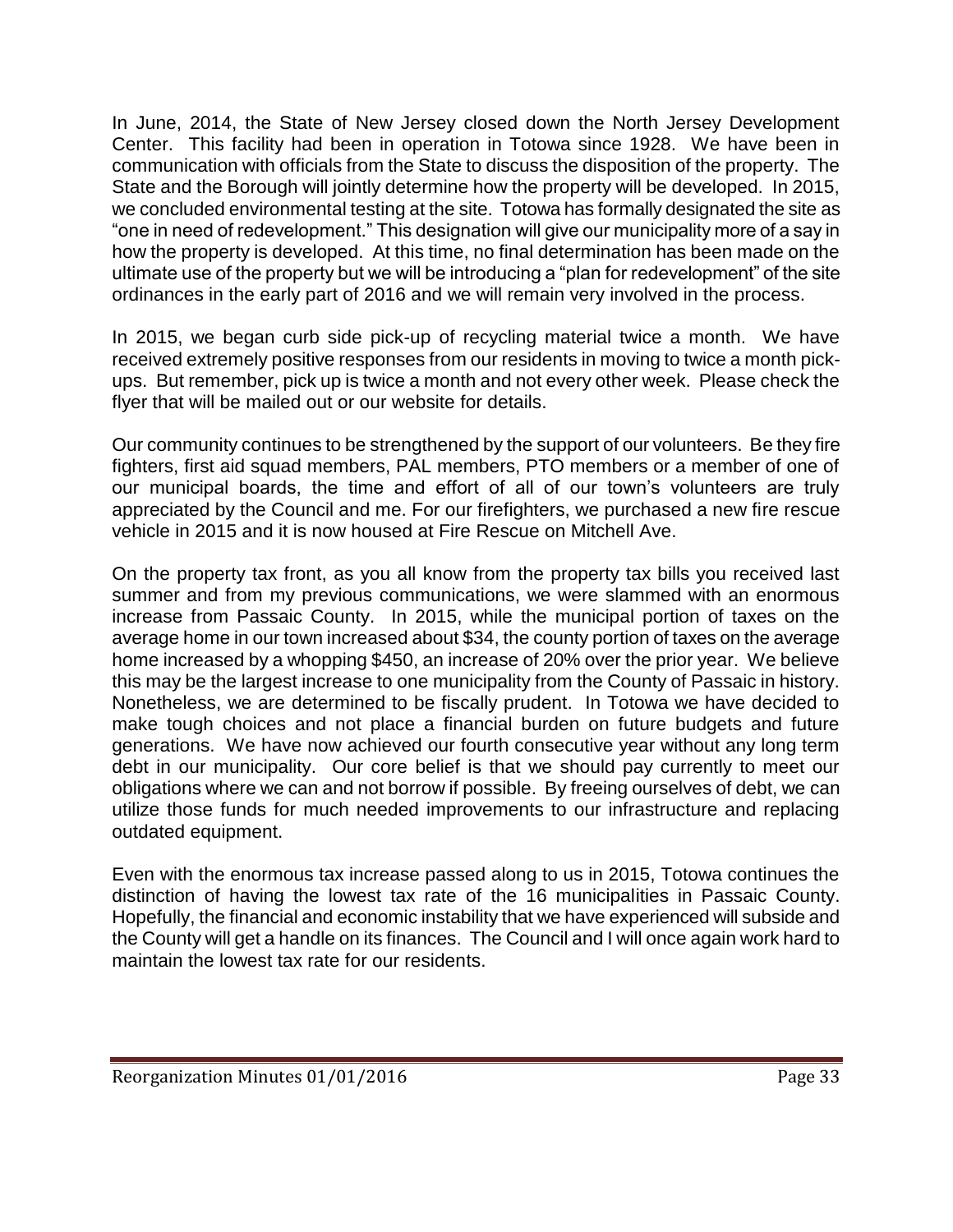In June, 2014, the State of New Jersey closed down the North Jersey Development Center. This facility had been in operation in Totowa since 1928. We have been in communication with officials from the State to discuss the disposition of the property. The State and the Borough will jointly determine how the property will be developed. In 2015, we concluded environmental testing at the site. Totowa has formally designated the site as "one in need of redevelopment." This designation will give our municipality more of a say in how the property is developed. At this time, no final determination has been made on the ultimate use of the property but we will be introducing a "plan for redevelopment" of the site ordinances in the early part of 2016 and we will remain very involved in the process.

In 2015, we began curb side pick-up of recycling material twice a month. We have received extremely positive responses from our residents in moving to twice a month pick-ups. But remember, pick up is twice a month and not every other week. Please check the flyer that will be mailed out or our website for details.

Our community continues to be strengthened by the support of our volunteers. Be they fire fighters, first aid squad members, PAL members, PTO members or a member of one of our municipal boards, the time and effort of all of our town's volunteers are truly appreciated by the Council and me. For our firefighters, we purchased a new fire rescue vehicle in 2015 and it is now housed at Fire Rescue on Mitchell Ave.

On the property tax front, as you all know from the property tax bills you received last summer and from my previous communications, we were slammed with an enormous increase from Passaic County. In 2015, while the municipal portion of taxes on the average home in our town increased about $34, the county portion of taxes on the average home increased by a whopping $450, an increase of 20% over the prior year. We believe this may be the largest increase to one municipality from the County of Passaic in history. Nonetheless, we are determined to be fiscally prudent. In Totowa we have decided to make tough choices and not place a financial burden on future budgets and future generations. We have now achieved our fourth consecutive year without any long term debt in our municipality. Our core belief is that we should pay currently to meet our obligations where we can and not borrow if possible. By freeing ourselves of debt, we can utilize those funds for much needed improvements to our infrastructure and replacing outdated equipment.

Even with the enormous tax increase passed along to us in 2015, Totowa continues the distinction of having the lowest tax rate of the 16 municipalities in Passaic County. Hopefully, the financial and economic instability that we have experienced will subside and the County will get a handle on its finances. The Council and I will once again work hard to maintain the lowest tax rate for our residents.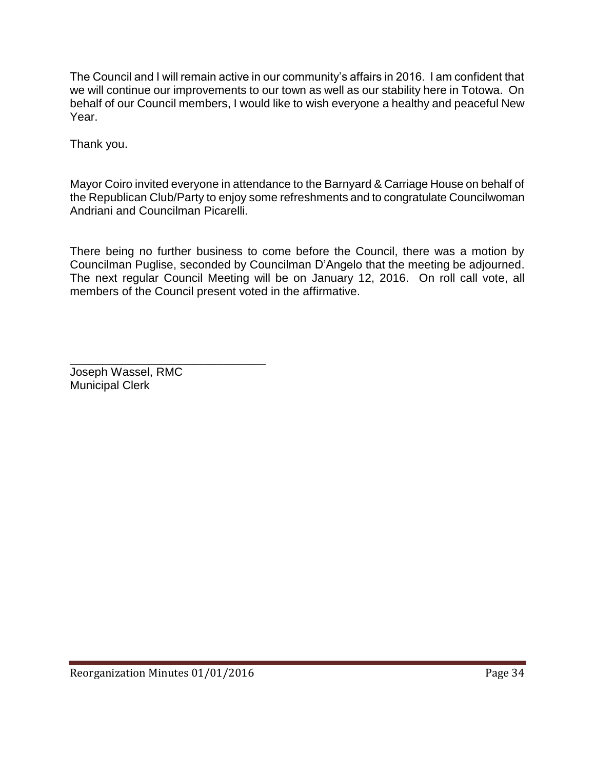The Council and I will remain active in our community's affairs in 2016. I am confident that we will continue our improvements to our town as well as our stability here in Totowa. On behalf of our Council members, I would like to wish everyone a healthy and peaceful New Year.

Thank you.

Mayor Coiro invited everyone in attendance to the Barnyard & Carriage House on behalf of the Republican Club/Party to enjoy some refreshments and to congratulate Councilwoman Andriani and Councilman Picarelli.

There being no further business to come before the Council, there was a motion by Councilman Puglise, seconded by Councilman D'Angelo that the meeting be adjourned. The next regular Council Meeting will be on January 12, 2016. On roll call vote, all members of the Council present voted in the affirmative.

\_\_\_\_\_\_\_\_\_\_\_\_\_\_\_\_\_\_\_\_\_\_\_\_\_\_\_\_\_\_\_\_

Joseph Wassel, RMC
Municipal Clerk